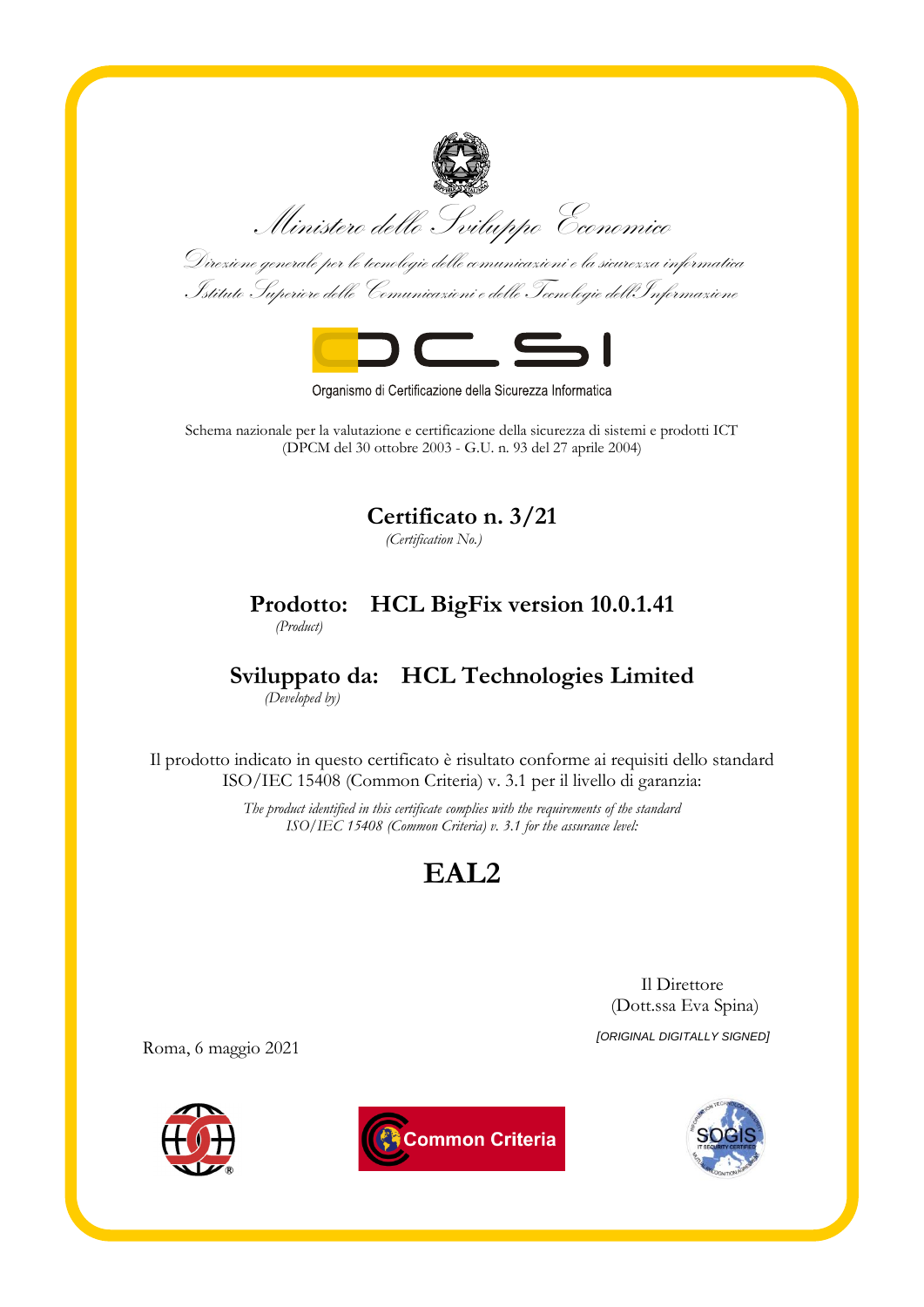Ministero dello Sviluppo Economico

Direzione generale per le tecnologie delle comunicazioni e la sicurezza informatica
Istituto Superiore delle Comunicazioni e delle Tecnologie dell'Informazione

OCSI

Organismo di Certificazione della Sicurezza Informatica

Schema nazionale per la valutazione e certificazione della sicurezza di sistemi e prodotti ICT
(DPCM del 30 ottobre 2003 - G.U. n. 93 del 27 aprile 2004)

# Certificato n. 3/21

*(Certification No.)*

## Prodotto: HCL BigFix version 10.0.1.41

*(Product)*

## Sviluppato da: HCL Technologies Limited

*(Developed by)*

Il prodotto indicato in questo certificato è risultato conforme ai requisiti dello standard ISO/IEC 15408 (Common Criteria) v. 3.1 per il livello di garanzia:

*The product identified in this certificate complies with the requirements of the standard ISO/IEC 15408 (Common Criteria) v. 3.1 for the assurance level:*

# EAL2

Il Direttore
(Dott.ssa Eva Spina)

*[ORIGINAL DIGITALLY SIGNED]*

Roma, 6 maggio 2021

Common Criteria

SOGIS
IT SECURITY CERTIFIED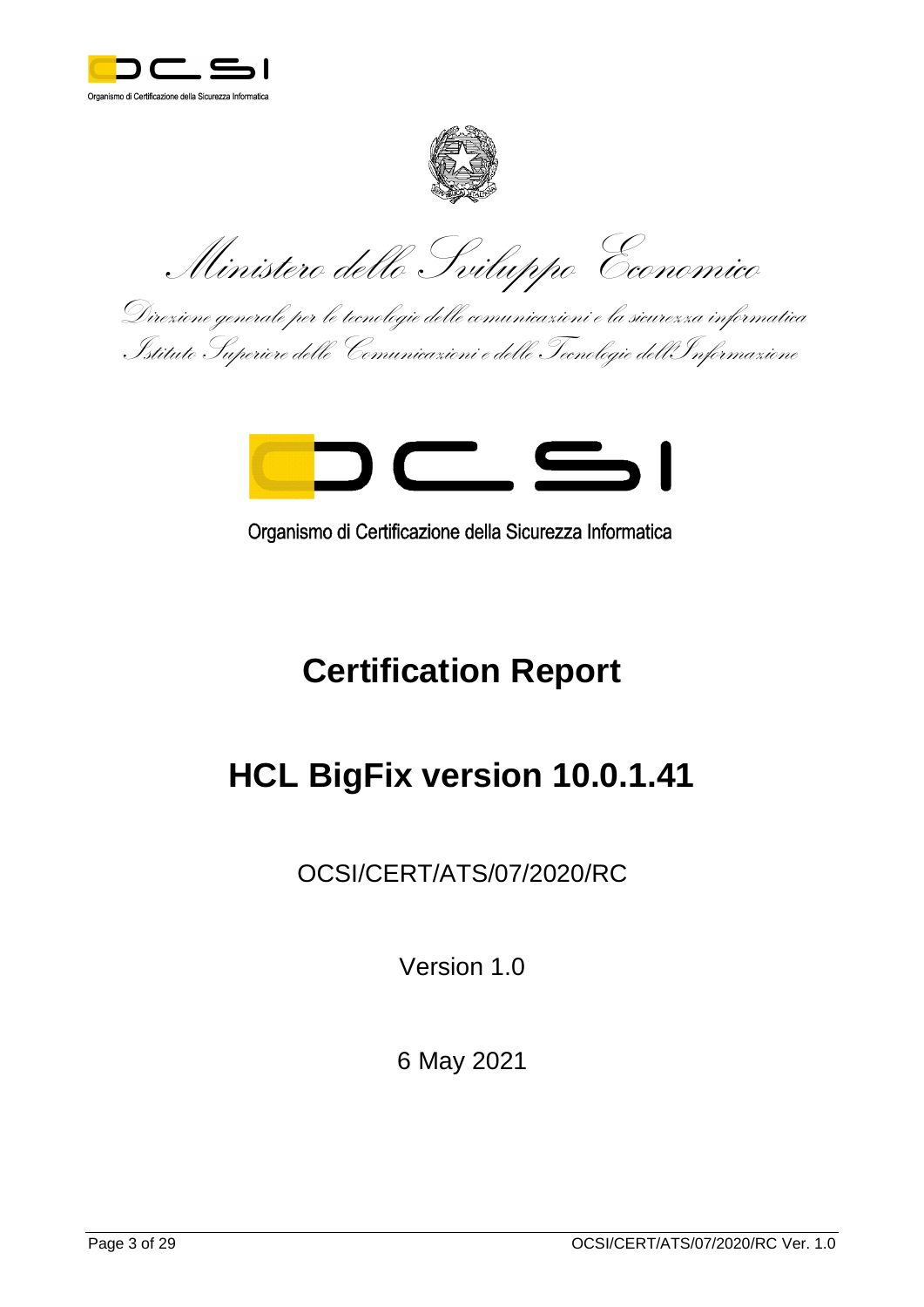Organismo di Certificazione della Sicurezza Informatica

Ministero dello Sviluppo Economico

Direzione generale per le tecnologie delle comunicazioni e la sicurezza informatica

Istituto Superiore delle Comunicazioni e delle Tecnologie dell'Informazione

Organismo di Certificazione della Sicurezza Informatica

# Certification Report

# HCL BigFix version 10.0.1.41

OCSI/CERT/ATS/07/2020/RC

Version 1.0

6 May 2021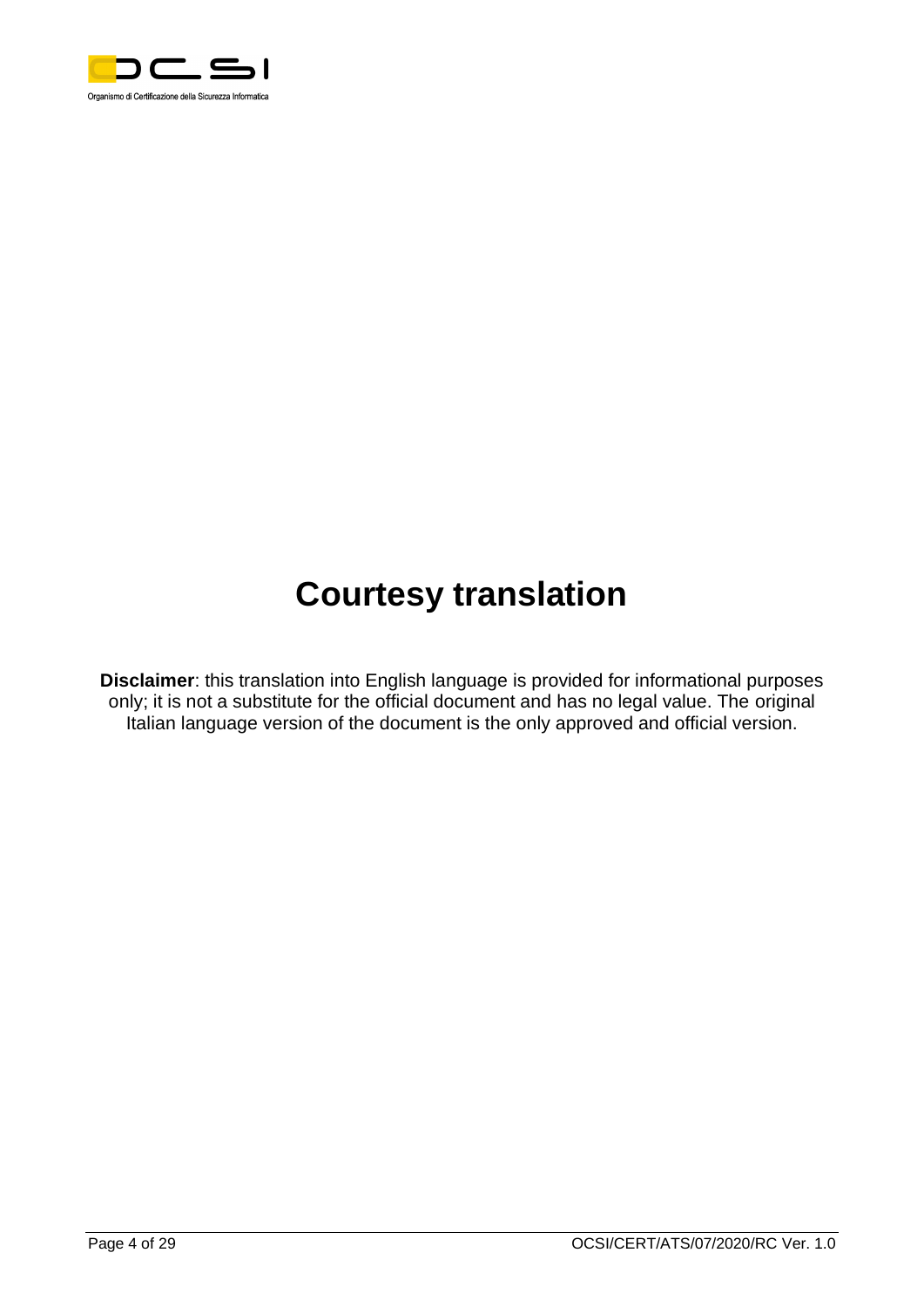# Courtesy translation

**Disclaimer**: this translation into English language is provided for informational purposes only; it is not a substitute for the official document and has no legal value. The original Italian language version of the document is the only approved and official version.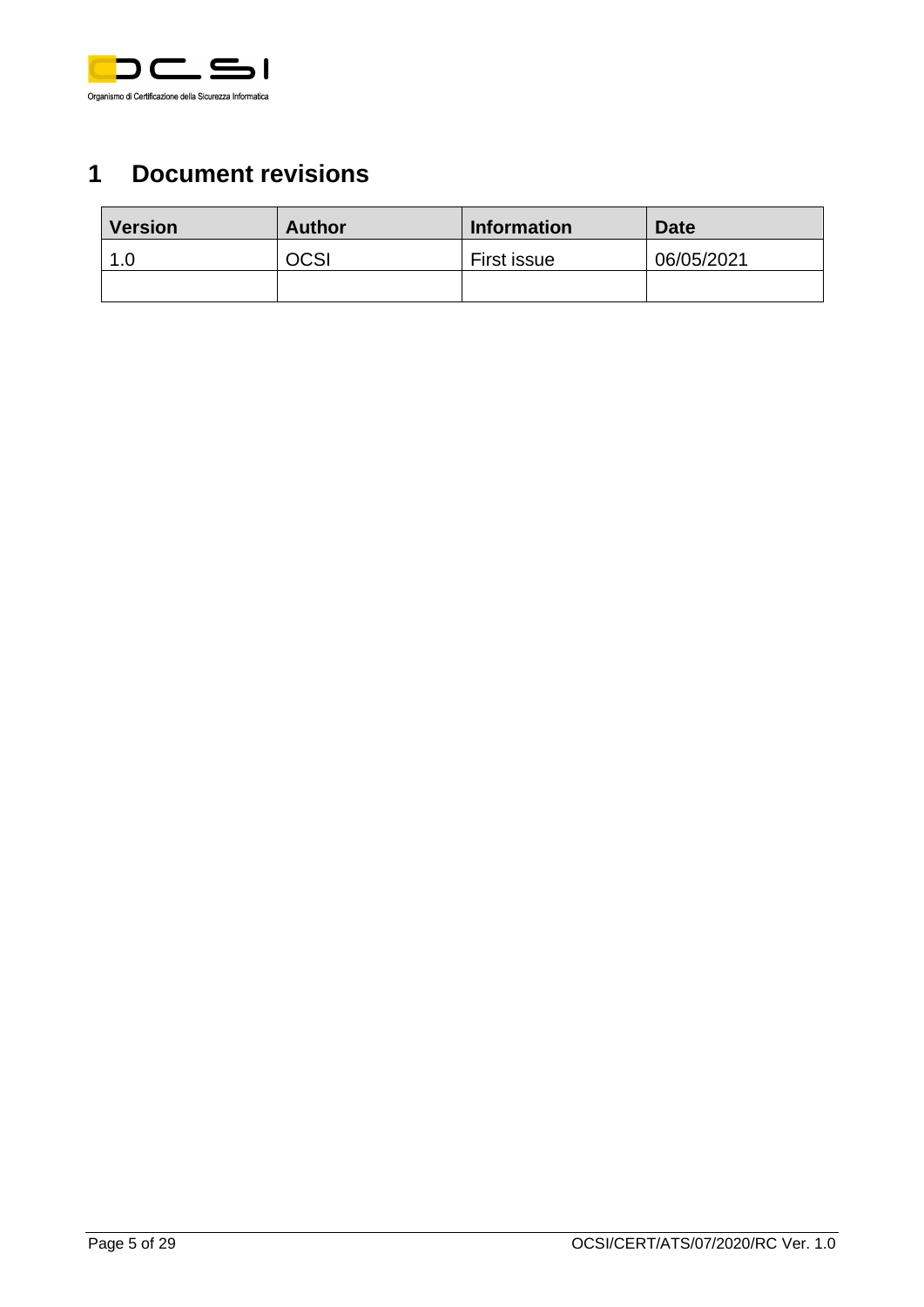# 1 Document revisions

| Version | Author | Information | Date |
| --- | --- | --- | --- |
| 1.0 | OCSI | First issue | 06/05/2021 |
| | | | |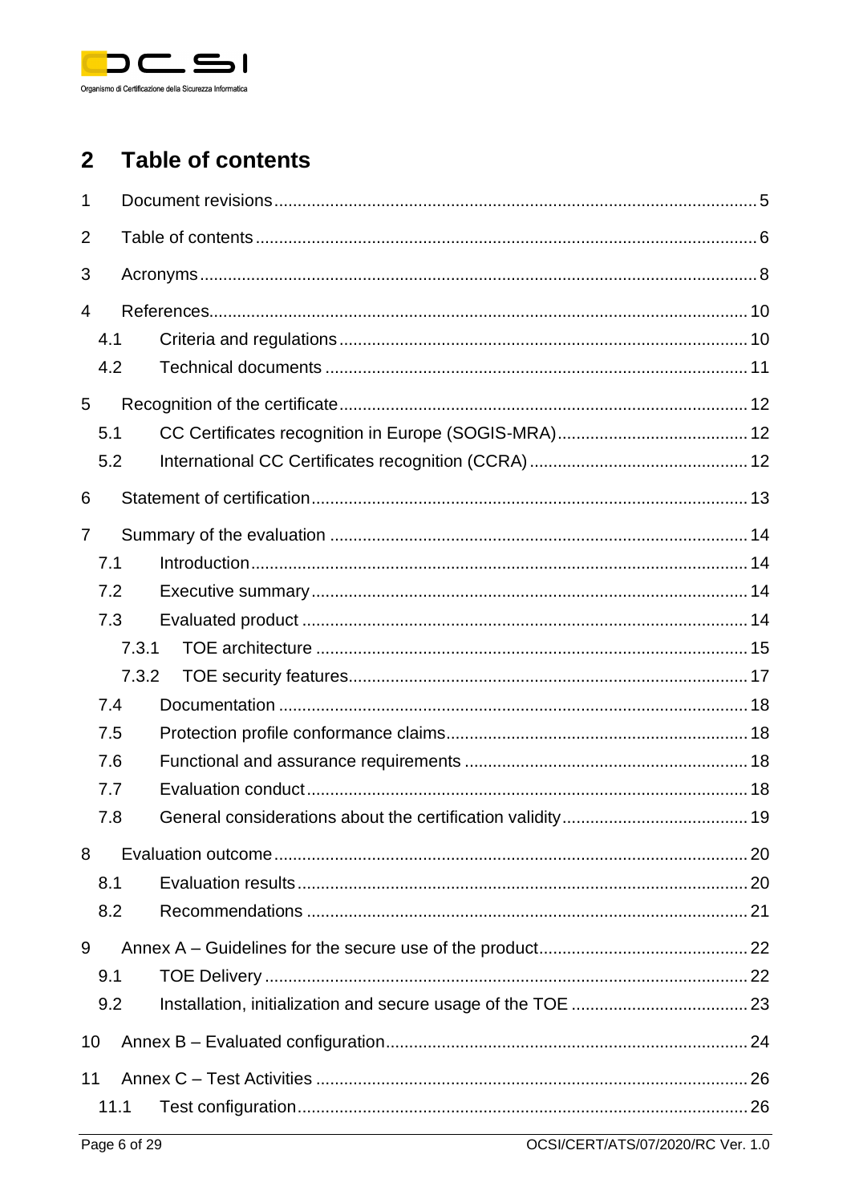## 2 Table of contents

1 Document revisions ..... 5

2 Table of contents ..... 6

3 Acronyms ..... 8

4 References ..... 10

- 4.1 Criteria and regulations ..... 10
- 4.2 Technical documents ..... 11

5 Recognition of the certificate ..... 12

- 5.1 CC Certificates recognition in Europe (SOGIS-MRA) ..... 12
- 5.2 International CC Certificates recognition (CCRA) ..... 12

6 Statement of certification ..... 13

7 Summary of the evaluation ..... 14

- 7.1 Introduction ..... 14
- 7.2 Executive summary ..... 14
- 7.3 Evaluated product ..... 14
  - 7.3.1 TOE architecture ..... 15
  - 7.3.2 TOE security features ..... 17
- 7.4 Documentation ..... 18
- 7.5 Protection profile conformance claims ..... 18
- 7.6 Functional and assurance requirements ..... 18
- 7.7 Evaluation conduct ..... 18
- 7.8 General considerations about the certification validity ..... 19

8 Evaluation outcome ..... 20

- 8.1 Evaluation results ..... 20
- 8.2 Recommendations ..... 21

9 Annex A – Guidelines for the secure use of the product ..... 22

- 9.1 TOE Delivery ..... 22
- 9.2 Installation, initialization and secure usage of the TOE ..... 23

10 Annex B – Evaluated configuration ..... 24

11 Annex C – Test Activities ..... 26

- 11.1 Test configuration ..... 26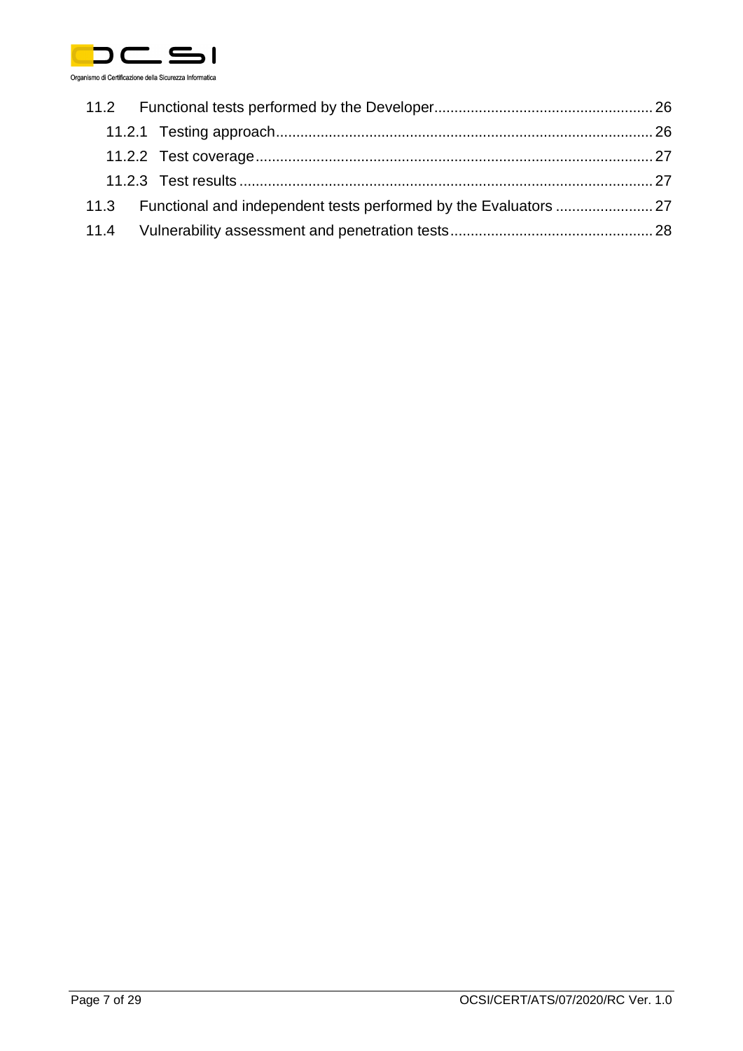11.2 Functional tests performed by the Developer ..... 26

11.2.1 Testing approach ..... 26

11.2.2 Test coverage ..... 27

11.2.3 Test results ..... 27

11.3 Functional and independent tests performed by the Evaluators ..... 27

11.4 Vulnerability assessment and penetration tests ..... 28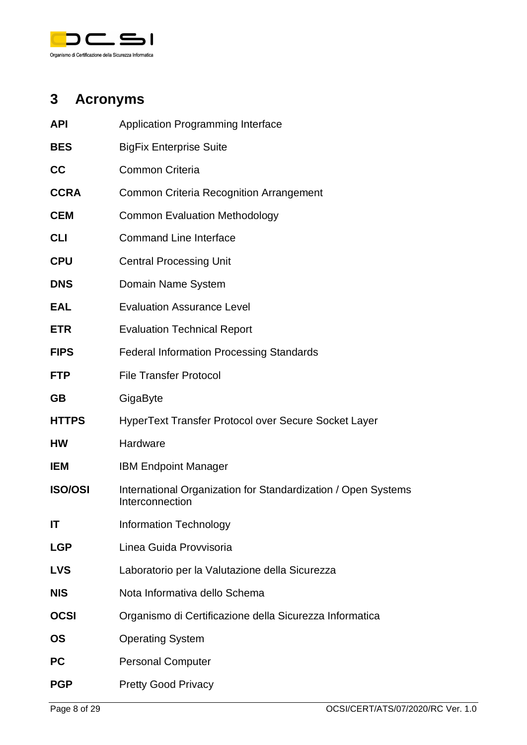# 3 Acronyms

| | |
|---|---|
| **API** | Application Programming Interface |
| **BES** | BigFix Enterprise Suite |
| **CC** | Common Criteria |
| **CCRA** | Common Criteria Recognition Arrangement |
| **CEM** | Common Evaluation Methodology |
| **CLI** | Command Line Interface |
| **CPU** | Central Processing Unit |
| **DNS** | Domain Name System |
| **EAL** | Evaluation Assurance Level |
| **ETR** | Evaluation Technical Report |
| **FIPS** | Federal Information Processing Standards |
| **FTP** | File Transfer Protocol |
| **GB** | GigaByte |
| **HTTPS** | HyperText Transfer Protocol over Secure Socket Layer |
| **HW** | Hardware |
| **IEM** | IBM Endpoint Manager |
| **ISO/OSI** | International Organization for Standardization / Open Systems Interconnection |
| **IT** | Information Technology |
| **LGP** | Linea Guida Provvisoria |
| **LVS** | Laboratorio per la Valutazione della Sicurezza |
| **NIS** | Nota Informativa dello Schema |
| **OCSI** | Organismo di Certificazione della Sicurezza Informatica |
| **OS** | Operating System |
| **PC** | Personal Computer |
| **PGP** | Pretty Good Privacy |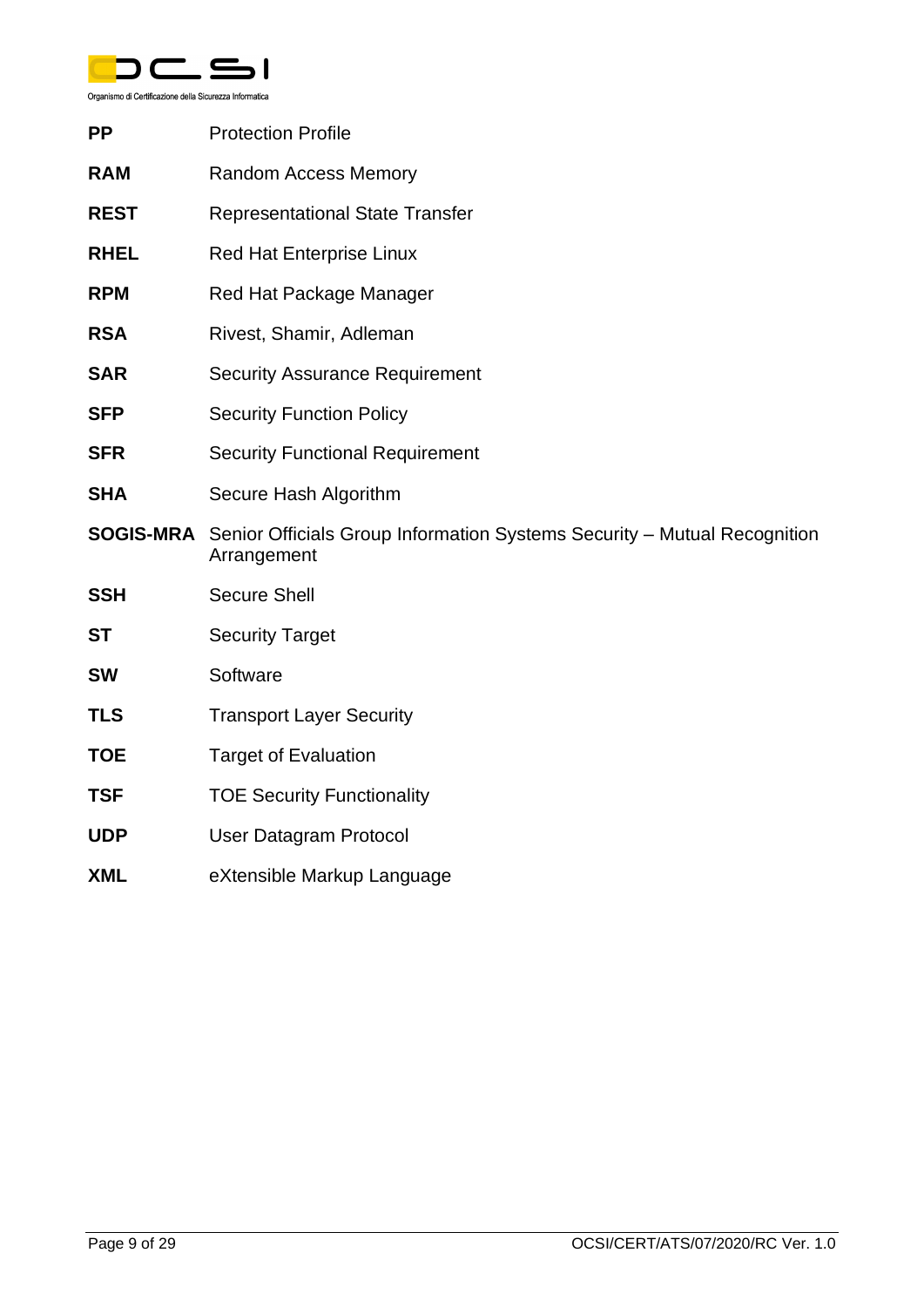| | |
|---|---|
| **PP** | Protection Profile |
| **RAM** | Random Access Memory |
| **REST** | Representational State Transfer |
| **RHEL** | Red Hat Enterprise Linux |
| **RPM** | Red Hat Package Manager |
| **RSA** | Rivest, Shamir, Adleman |
| **SAR** | Security Assurance Requirement |
| **SFP** | Security Function Policy |
| **SFR** | Security Functional Requirement |
| **SHA** | Secure Hash Algorithm |
| **SOGIS-MRA** | Senior Officials Group Information Systems Security – Mutual Recognition Arrangement |
| **SSH** | Secure Shell |
| **ST** | Security Target |
| **SW** | Software |
| **TLS** | Transport Layer Security |
| **TOE** | Target of Evaluation |
| **TSF** | TOE Security Functionality |
| **UDP** | User Datagram Protocol |
| **XML** | eXtensible Markup Language |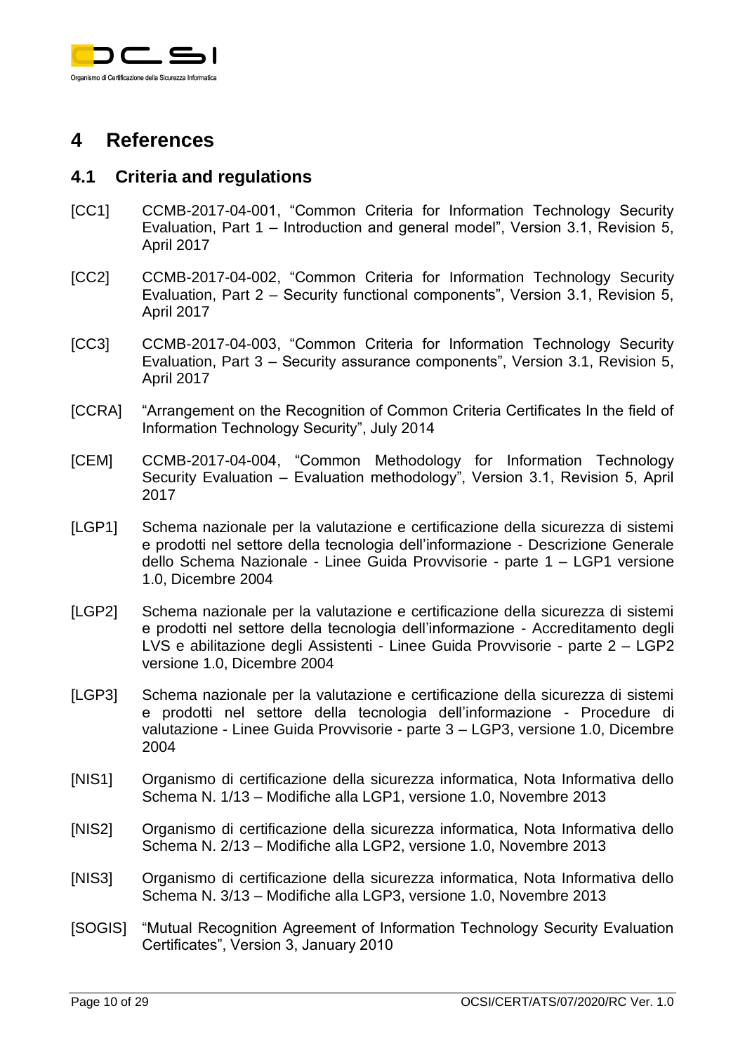# 4 References

## 4.1 Criteria and regulations

[CC1] CCMB-2017-04-001, "Common Criteria for Information Technology Security Evaluation, Part 1 – Introduction and general model", Version 3.1, Revision 5, April 2017

[CC2] CCMB-2017-04-002, "Common Criteria for Information Technology Security Evaluation, Part 2 – Security functional components", Version 3.1, Revision 5, April 2017

[CC3] CCMB-2017-04-003, "Common Criteria for Information Technology Security Evaluation, Part 3 – Security assurance components", Version 3.1, Revision 5, April 2017

[CCRA] "Arrangement on the Recognition of Common Criteria Certificates In the field of Information Technology Security", July 2014

[CEM] CCMB-2017-04-004, "Common Methodology for Information Technology Security Evaluation – Evaluation methodology", Version 3.1, Revision 5, April 2017

[LGP1] Schema nazionale per la valutazione e certificazione della sicurezza di sistemi e prodotti nel settore della tecnologia dell'informazione - Descrizione Generale dello Schema Nazionale - Linee Guida Provvisorie - parte 1 – LGP1 versione 1.0, Dicembre 2004

[LGP2] Schema nazionale per la valutazione e certificazione della sicurezza di sistemi e prodotti nel settore della tecnologia dell'informazione - Accreditamento degli LVS e abilitazione degli Assistenti - Linee Guida Provvisorie - parte 2 – LGP2 versione 1.0, Dicembre 2004

[LGP3] Schema nazionale per la valutazione e certificazione della sicurezza di sistemi e prodotti nel settore della tecnologia dell'informazione - Procedure di valutazione - Linee Guida Provvisorie - parte 3 – LGP3, versione 1.0, Dicembre 2004

[NIS1] Organismo di certificazione della sicurezza informatica, Nota Informativa dello Schema N. 1/13 – Modifiche alla LGP1, versione 1.0, Novembre 2013

[NIS2] Organismo di certificazione della sicurezza informatica, Nota Informativa dello Schema N. 2/13 – Modifiche alla LGP2, versione 1.0, Novembre 2013

[NIS3] Organismo di certificazione della sicurezza informatica, Nota Informativa dello Schema N. 3/13 – Modifiche alla LGP3, versione 1.0, Novembre 2013

[SOGIS] "Mutual Recognition Agreement of Information Technology Security Evaluation Certificates", Version 3, January 2010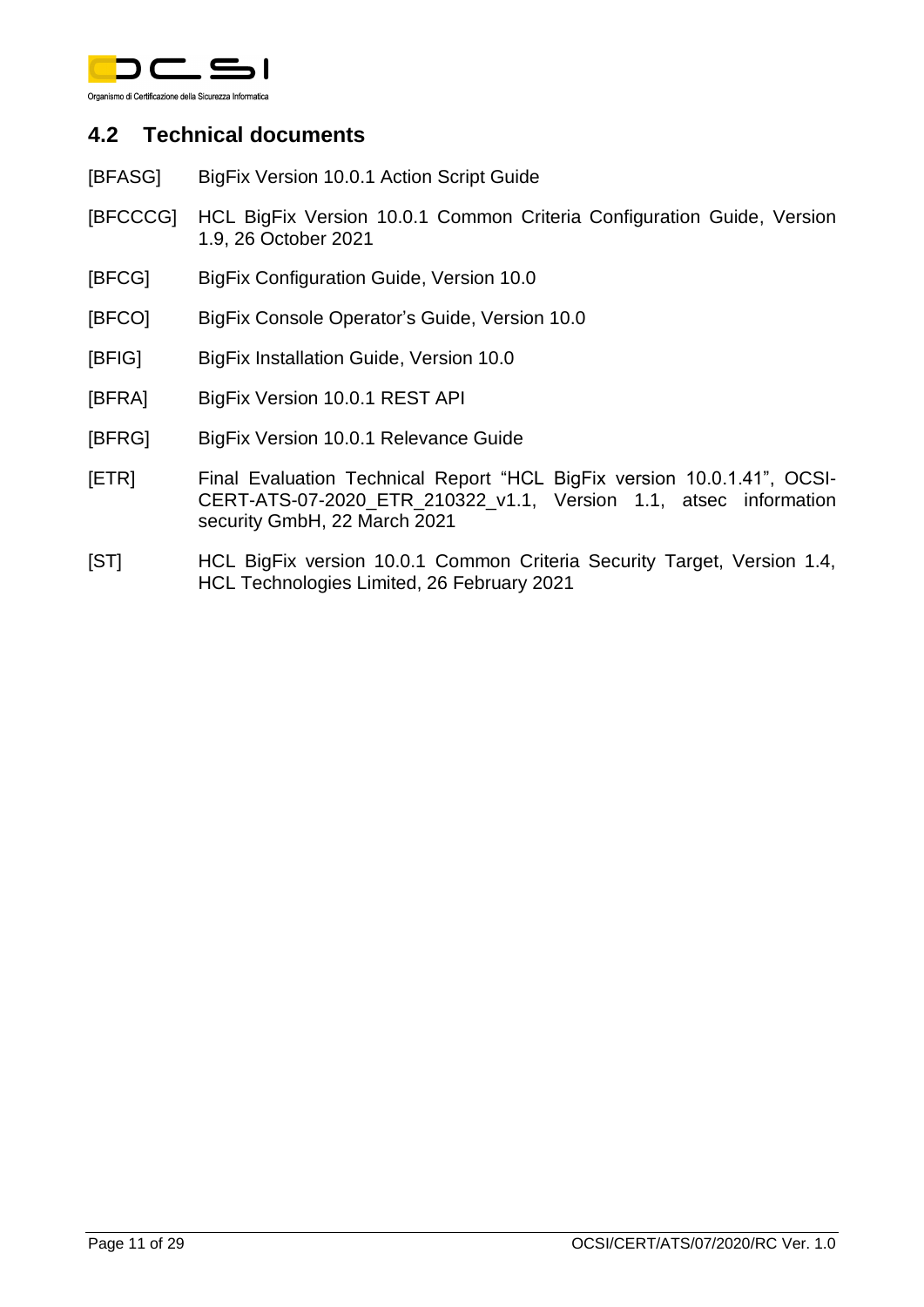## 4.2 Technical documents

[BFASG] BigFix Version 10.0.1 Action Script Guide

[BFCCCG] HCL BigFix Version 10.0.1 Common Criteria Configuration Guide, Version 1.9, 26 October 2021

[BFCG] BigFix Configuration Guide, Version 10.0

[BFCO] BigFix Console Operator's Guide, Version 10.0

[BFIG] BigFix Installation Guide, Version 10.0

[BFRA] BigFix Version 10.0.1 REST API

[BFRG] BigFix Version 10.0.1 Relevance Guide

[ETR] Final Evaluation Technical Report "HCL BigFix version 10.0.1.41", OCSI-CERT-ATS-07-2020_ETR_210322_v1.1, Version 1.1, atsec information security GmbH, 22 March 2021

[ST] HCL BigFix version 10.0.1 Common Criteria Security Target, Version 1.4, HCL Technologies Limited, 26 February 2021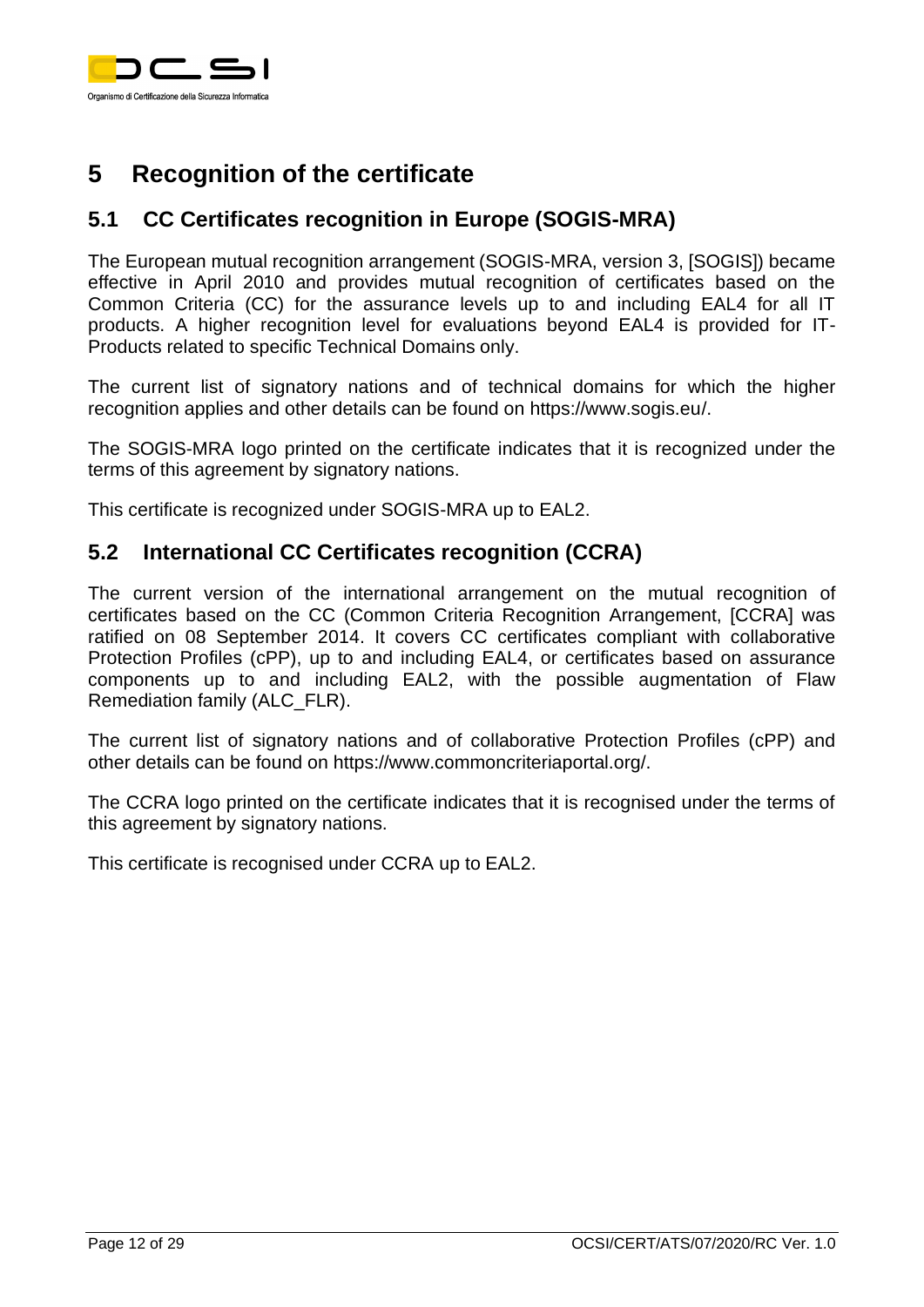# 5 Recognition of the certificate

## 5.1 CC Certificates recognition in Europe (SOGIS-MRA)

The European mutual recognition arrangement (SOGIS-MRA, version 3, [SOGIS]) became effective in April 2010 and provides mutual recognition of certificates based on the Common Criteria (CC) for the assurance levels up to and including EAL4 for all IT products. A higher recognition level for evaluations beyond EAL4 is provided for IT-Products related to specific Technical Domains only.

The current list of signatory nations and of technical domains for which the higher recognition applies and other details can be found on https://www.sogis.eu/.

The SOGIS-MRA logo printed on the certificate indicates that it is recognized under the terms of this agreement by signatory nations.

This certificate is recognized under SOGIS-MRA up to EAL2.

## 5.2 International CC Certificates recognition (CCRA)

The current version of the international arrangement on the mutual recognition of certificates based on the CC (Common Criteria Recognition Arrangement, [CCRA] was ratified on 08 September 2014. It covers CC certificates compliant with collaborative Protection Profiles (cPP), up to and including EAL4, or certificates based on assurance components up to and including EAL2, with the possible augmentation of Flaw Remediation family (ALC_FLR).

The current list of signatory nations and of collaborative Protection Profiles (cPP) and other details can be found on https://www.commoncriteriaportal.org/.

The CCRA logo printed on the certificate indicates that it is recognised under the terms of this agreement by signatory nations.

This certificate is recognised under CCRA up to EAL2.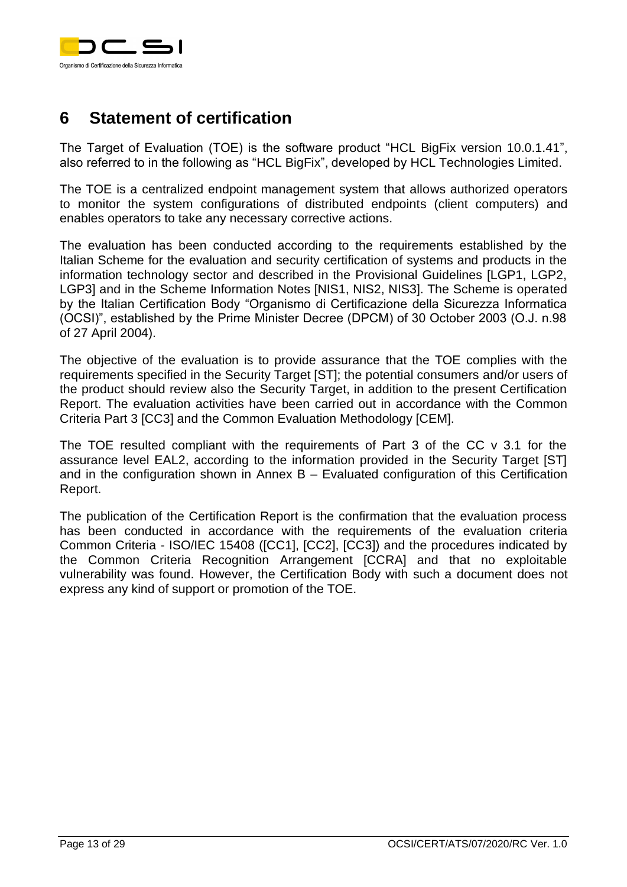# 6 Statement of certification

The Target of Evaluation (TOE) is the software product "HCL BigFix version 10.0.1.41", also referred to in the following as "HCL BigFix", developed by HCL Technologies Limited.

The TOE is a centralized endpoint management system that allows authorized operators to monitor the system configurations of distributed endpoints (client computers) and enables operators to take any necessary corrective actions.

The evaluation has been conducted according to the requirements established by the Italian Scheme for the evaluation and security certification of systems and products in the information technology sector and described in the Provisional Guidelines [LGP1, LGP2, LGP3] and in the Scheme Information Notes [NIS1, NIS2, NIS3]. The Scheme is operated by the Italian Certification Body "Organismo di Certificazione della Sicurezza Informatica (OCSI)", established by the Prime Minister Decree (DPCM) of 30 October 2003 (O.J. n.98 of 27 April 2004).

The objective of the evaluation is to provide assurance that the TOE complies with the requirements specified in the Security Target [ST]; the potential consumers and/or users of the product should review also the Security Target, in addition to the present Certification Report. The evaluation activities have been carried out in accordance with the Common Criteria Part 3 [CC3] and the Common Evaluation Methodology [CEM].

The TOE resulted compliant with the requirements of Part 3 of the CC v 3.1 for the assurance level EAL2, according to the information provided in the Security Target [ST] and in the configuration shown in Annex B – Evaluated configuration of this Certification Report.

The publication of the Certification Report is the confirmation that the evaluation process has been conducted in accordance with the requirements of the evaluation criteria Common Criteria - ISO/IEC 15408 ([CC1], [CC2], [CC3]) and the procedures indicated by the Common Criteria Recognition Arrangement [CCRA] and that no exploitable vulnerability was found. However, the Certification Body with such a document does not express any kind of support or promotion of the TOE.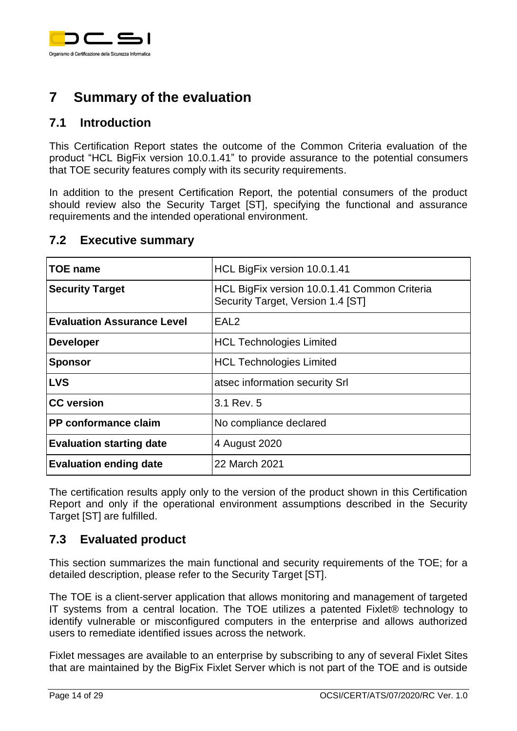# 7 Summary of the evaluation

## 7.1 Introduction

This Certification Report states the outcome of the Common Criteria evaluation of the product "HCL BigFix version 10.0.1.41" to provide assurance to the potential consumers that TOE security features comply with its security requirements.

In addition to the present Certification Report, the potential consumers of the product should review also the Security Target [ST], specifying the functional and assurance requirements and the intended operational environment.

## 7.2 Executive summary

| | |
|---|---|
| **TOE name** | HCL BigFix version 10.0.1.41 |
| **Security Target** | HCL BigFix version 10.0.1.41 Common Criteria Security Target, Version 1.4 [ST] |
| **Evaluation Assurance Level** | EAL2 |
| **Developer** | HCL Technologies Limited |
| **Sponsor** | HCL Technologies Limited |
| **LVS** | atsec information security Srl |
| **CC version** | 3.1 Rev. 5 |
| **PP conformance claim** | No compliance declared |
| **Evaluation starting date** | 4 August 2020 |
| **Evaluation ending date** | 22 March 2021 |

The certification results apply only to the version of the product shown in this Certification Report and only if the operational environment assumptions described in the Security Target [ST] are fulfilled.

## 7.3 Evaluated product

This section summarizes the main functional and security requirements of the TOE; for a detailed description, please refer to the Security Target [ST].

The TOE is a client-server application that allows monitoring and management of targeted IT systems from a central location. The TOE utilizes a patented Fixlet® technology to identify vulnerable or misconfigured computers in the enterprise and allows authorized users to remediate identified issues across the network.

Fixlet messages are available to an enterprise by subscribing to any of several Fixlet Sites that are maintained by the BigFix Fixlet Server which is not part of the TOE and is outside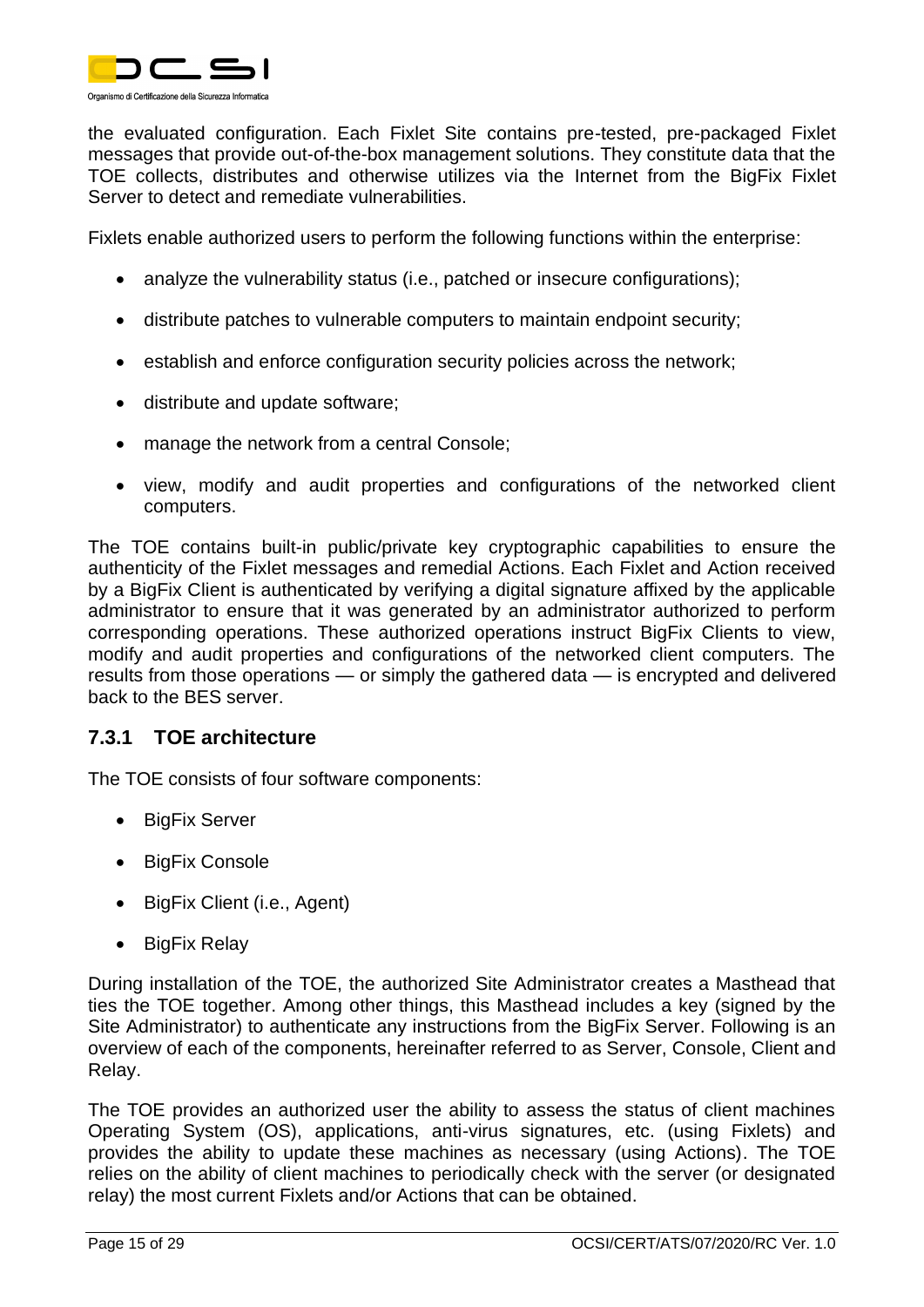the evaluated configuration. Each Fixlet Site contains pre-tested, pre-packaged Fixlet messages that provide out-of-the-box management solutions. They constitute data that the TOE collects, distributes and otherwise utilizes via the Internet from the BigFix Fixlet Server to detect and remediate vulnerabilities.

Fixlets enable authorized users to perform the following functions within the enterprise:

- analyze the vulnerability status (i.e., patched or insecure configurations);
- distribute patches to vulnerable computers to maintain endpoint security;
- establish and enforce configuration security policies across the network;
- distribute and update software;
- manage the network from a central Console;
- view, modify and audit properties and configurations of the networked client computers.

The TOE contains built-in public/private key cryptographic capabilities to ensure the authenticity of the Fixlet messages and remedial Actions. Each Fixlet and Action received by a BigFix Client is authenticated by verifying a digital signature affixed by the applicable administrator to ensure that it was generated by an administrator authorized to perform corresponding operations. These authorized operations instruct BigFix Clients to view, modify and audit properties and configurations of the networked client computers. The results from those operations — or simply the gathered data — is encrypted and delivered back to the BES server.

### 7.3.1 TOE architecture

The TOE consists of four software components:

- BigFix Server
- BigFix Console
- BigFix Client (i.e., Agent)
- BigFix Relay

During installation of the TOE, the authorized Site Administrator creates a Masthead that ties the TOE together. Among other things, this Masthead includes a key (signed by the Site Administrator) to authenticate any instructions from the BigFix Server. Following is an overview of each of the components, hereinafter referred to as Server, Console, Client and Relay.

The TOE provides an authorized user the ability to assess the status of client machines Operating System (OS), applications, anti-virus signatures, etc. (using Fixlets) and provides the ability to update these machines as necessary (using Actions). The TOE relies on the ability of client machines to periodically check with the server (or designated relay) the most current Fixlets and/or Actions that can be obtained.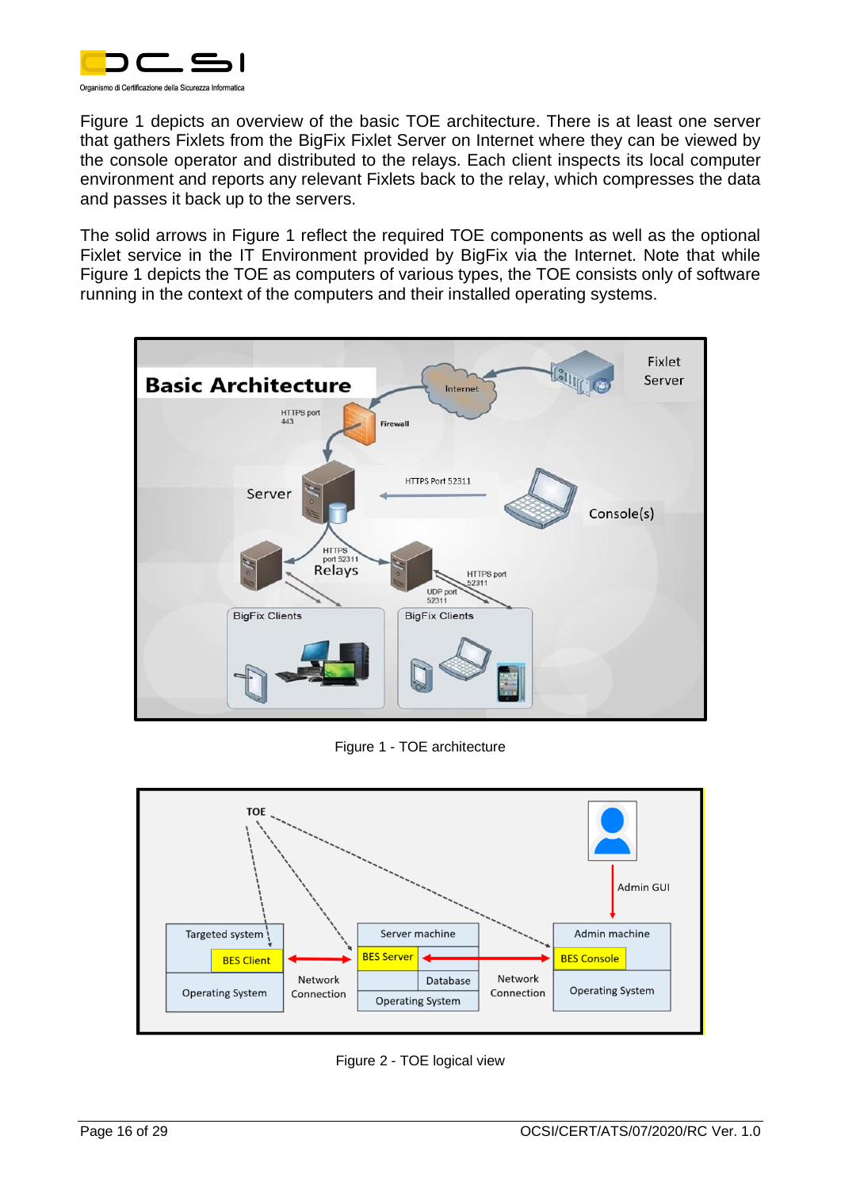Figure 1 depicts an overview of the basic TOE architecture. There is at least one server that gathers Fixlets from the BigFix Fixlet Server on Internet where they can be viewed by the console operator and distributed to the relays. Each client inspects its local computer environment and reports any relevant Fixlets back to the relay, which compresses the data and passes it back up to the servers.

The solid arrows in Figure 1 reflect the required TOE components as well as the optional Fixlet service in the IT Environment provided by BigFix via the Internet. Note that while Figure 1 depicts the TOE as computers of various types, the TOE consists only of software running in the context of the computers and their installed operating systems.

Figure 1 - TOE architecture

Figure 2 - TOE logical view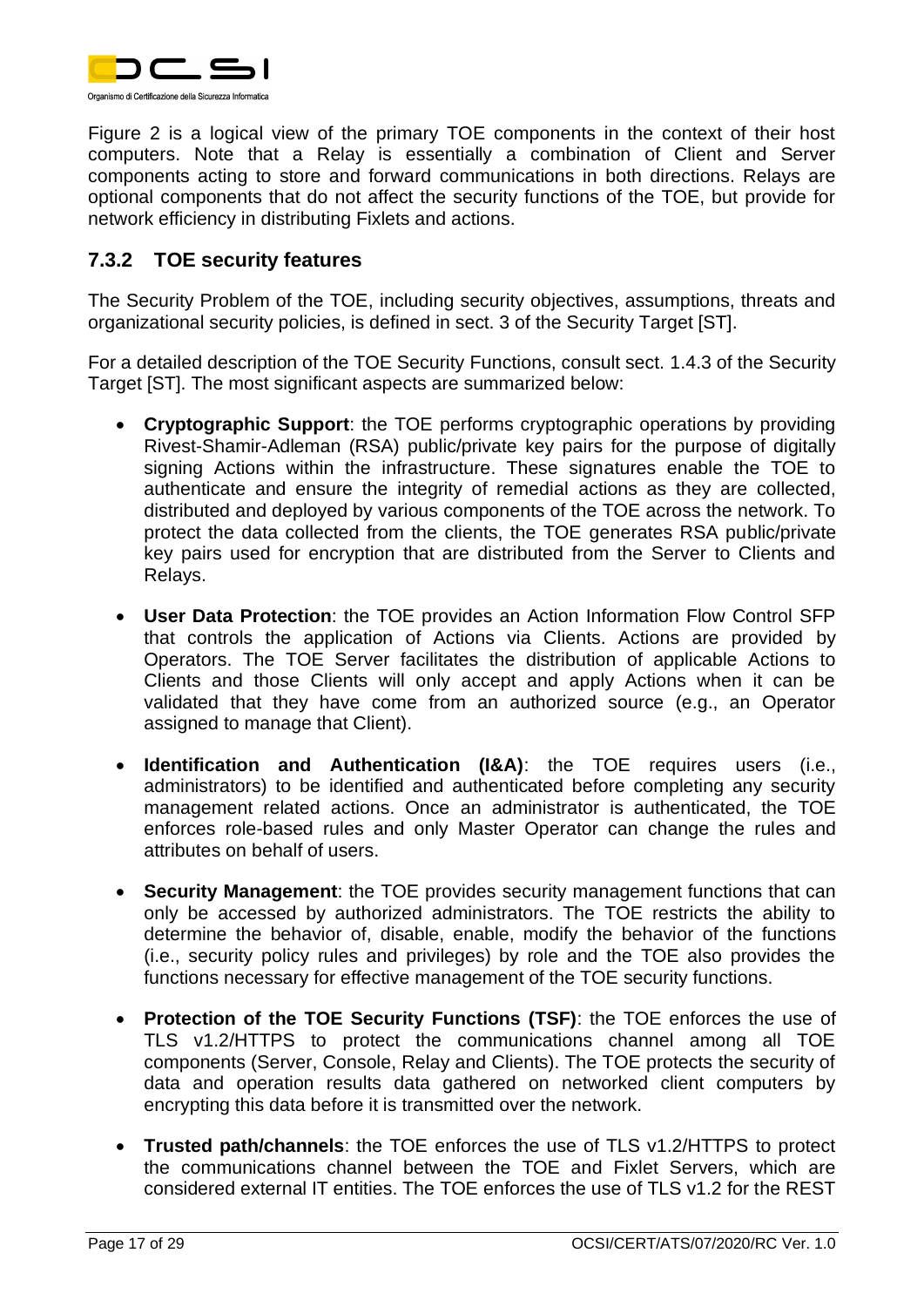Figure 2 is a logical view of the primary TOE components in the context of their host computers. Note that a Relay is essentially a combination of Client and Server components acting to store and forward communications in both directions. Relays are optional components that do not affect the security functions of the TOE, but provide for network efficiency in distributing Fixlets and actions.

### 7.3.2 TOE security features

The Security Problem of the TOE, including security objectives, assumptions, threats and organizational security policies, is defined in sect. 3 of the Security Target [ST].

For a detailed description of the TOE Security Functions, consult sect. 1.4.3 of the Security Target [ST]. The most significant aspects are summarized below:

- **Cryptographic Support**: the TOE performs cryptographic operations by providing Rivest-Shamir-Adleman (RSA) public/private key pairs for the purpose of digitally signing Actions within the infrastructure. These signatures enable the TOE to authenticate and ensure the integrity of remedial actions as they are collected, distributed and deployed by various components of the TOE across the network. To protect the data collected from the clients, the TOE generates RSA public/private key pairs used for encryption that are distributed from the Server to Clients and Relays.
- **User Data Protection**: the TOE provides an Action Information Flow Control SFP that controls the application of Actions via Clients. Actions are provided by Operators. The TOE Server facilitates the distribution of applicable Actions to Clients and those Clients will only accept and apply Actions when it can be validated that they have come from an authorized source (e.g., an Operator assigned to manage that Client).
- **Identification and Authentication (I&A)**: the TOE requires users (i.e., administrators) to be identified and authenticated before completing any security management related actions. Once an administrator is authenticated, the TOE enforces role-based rules and only Master Operator can change the rules and attributes on behalf of users.
- **Security Management**: the TOE provides security management functions that can only be accessed by authorized administrators. The TOE restricts the ability to determine the behavior of, disable, enable, modify the behavior of the functions (i.e., security policy rules and privileges) by role and the TOE also provides the functions necessary for effective management of the TOE security functions.
- **Protection of the TOE Security Functions (TSF)**: the TOE enforces the use of TLS v1.2/HTTPS to protect the communications channel among all TOE components (Server, Console, Relay and Clients). The TOE protects the security of data and operation results data gathered on networked client computers by encrypting this data before it is transmitted over the network.
- **Trusted path/channels**: the TOE enforces the use of TLS v1.2/HTTPS to protect the communications channel between the TOE and Fixlet Servers, which are considered external IT entities. The TOE enforces the use of TLS v1.2 for the REST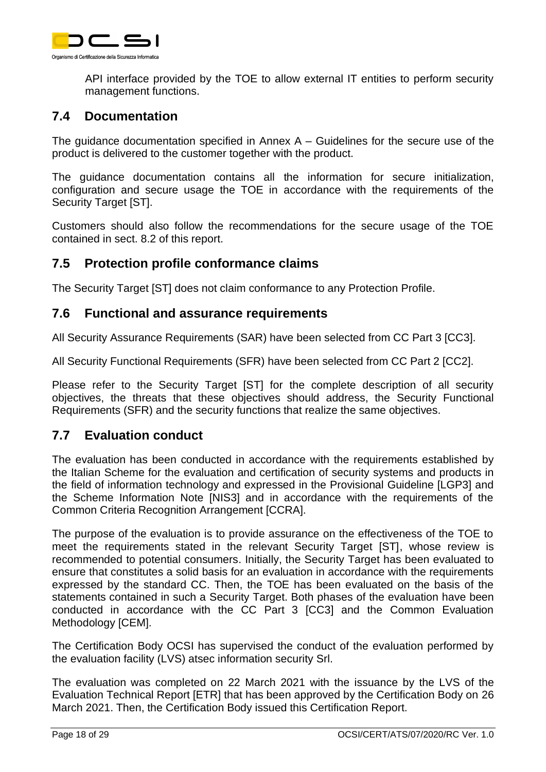API interface provided by the TOE to allow external IT entities to perform security management functions.

## 7.4 Documentation

The guidance documentation specified in Annex A – Guidelines for the secure use of the product is delivered to the customer together with the product.

The guidance documentation contains all the information for secure initialization, configuration and secure usage the TOE in accordance with the requirements of the Security Target [ST].

Customers should also follow the recommendations for the secure usage of the TOE contained in sect. 8.2 of this report.

## 7.5 Protection profile conformance claims

The Security Target [ST] does not claim conformance to any Protection Profile.

## 7.6 Functional and assurance requirements

All Security Assurance Requirements (SAR) have been selected from CC Part 3 [CC3].

All Security Functional Requirements (SFR) have been selected from CC Part 2 [CC2].

Please refer to the Security Target [ST] for the complete description of all security objectives, the threats that these objectives should address, the Security Functional Requirements (SFR) and the security functions that realize the same objectives.

## 7.7 Evaluation conduct

The evaluation has been conducted in accordance with the requirements established by the Italian Scheme for the evaluation and certification of security systems and products in the field of information technology and expressed in the Provisional Guideline [LGP3] and the Scheme Information Note [NIS3] and in accordance with the requirements of the Common Criteria Recognition Arrangement [CCRA].

The purpose of the evaluation is to provide assurance on the effectiveness of the TOE to meet the requirements stated in the relevant Security Target [ST], whose review is recommended to potential consumers. Initially, the Security Target has been evaluated to ensure that constitutes a solid basis for an evaluation in accordance with the requirements expressed by the standard CC. Then, the TOE has been evaluated on the basis of the statements contained in such a Security Target. Both phases of the evaluation have been conducted in accordance with the CC Part 3 [CC3] and the Common Evaluation Methodology [CEM].

The Certification Body OCSI has supervised the conduct of the evaluation performed by the evaluation facility (LVS) atsec information security Srl.

The evaluation was completed on 22 March 2021 with the issuance by the LVS of the Evaluation Technical Report [ETR] that has been approved by the Certification Body on 26 March 2021. Then, the Certification Body issued this Certification Report.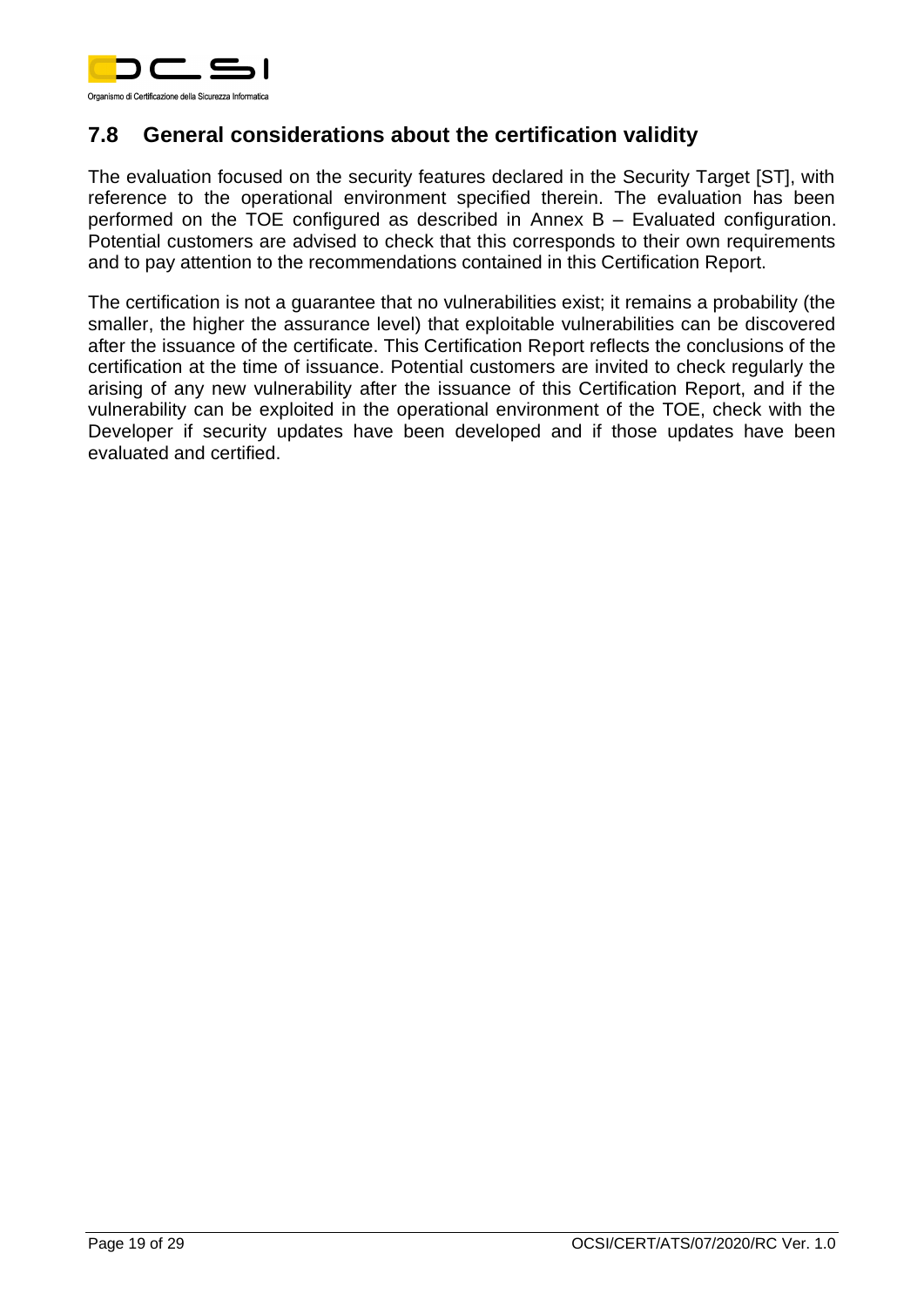## 7.8 General considerations about the certification validity

The evaluation focused on the security features declared in the Security Target [ST], with reference to the operational environment specified therein. The evaluation has been performed on the TOE configured as described in Annex B – Evaluated configuration. Potential customers are advised to check that this corresponds to their own requirements and to pay attention to the recommendations contained in this Certification Report.

The certification is not a guarantee that no vulnerabilities exist; it remains a probability (the smaller, the higher the assurance level) that exploitable vulnerabilities can be discovered after the issuance of the certificate. This Certification Report reflects the conclusions of the certification at the time of issuance. Potential customers are invited to check regularly the arising of any new vulnerability after the issuance of this Certification Report, and if the vulnerability can be exploited in the operational environment of the TOE, check with the Developer if security updates have been developed and if those updates have been evaluated and certified.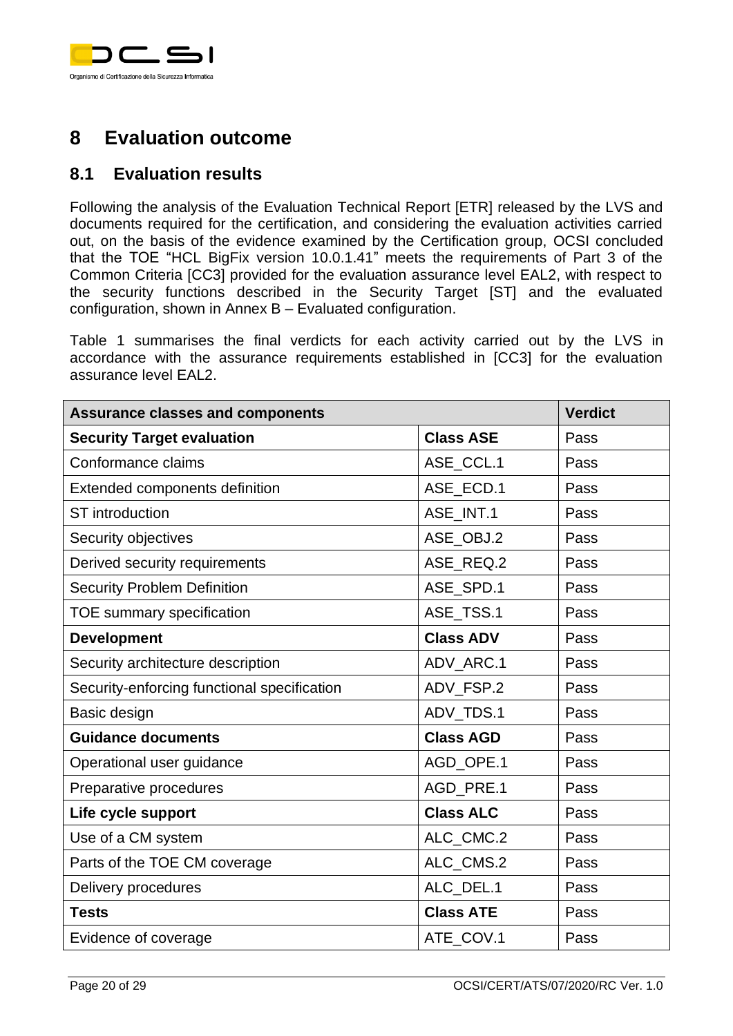# 8 Evaluation outcome

## 8.1 Evaluation results

Following the analysis of the Evaluation Technical Report [ETR] released by the LVS and documents required for the certification, and considering the evaluation activities carried out, on the basis of the evidence examined by the Certification group, OCSI concluded that the TOE "HCL BigFix version 10.0.1.41" meets the requirements of Part 3 of the Common Criteria [CC3] provided for the evaluation assurance level EAL2, with respect to the security functions described in the Security Target [ST] and the evaluated configuration, shown in Annex B – Evaluated configuration.

Table 1 summarises the final verdicts for each activity carried out by the LVS in accordance with the assurance requirements established in [CC3] for the evaluation assurance level EAL2.

| Assurance classes and components | | Verdict |
|---|---|---|
| **Security Target evaluation** | **Class ASE** | Pass |
| Conformance claims | ASE_CCL.1 | Pass |
| Extended components definition | ASE_ECD.1 | Pass |
| ST introduction | ASE_INT.1 | Pass |
| Security objectives | ASE_OBJ.2 | Pass |
| Derived security requirements | ASE_REQ.2 | Pass |
| Security Problem Definition | ASE_SPD.1 | Pass |
| TOE summary specification | ASE_TSS.1 | Pass |
| **Development** | **Class ADV** | Pass |
| Security architecture description | ADV_ARC.1 | Pass |
| Security-enforcing functional specification | ADV_FSP.2 | Pass |
| Basic design | ADV_TDS.1 | Pass |
| **Guidance documents** | **Class AGD** | Pass |
| Operational user guidance | AGD_OPE.1 | Pass |
| Preparative procedures | AGD_PRE.1 | Pass |
| **Life cycle support** | **Class ALC** | Pass |
| Use of a CM system | ALC_CMC.2 | Pass |
| Parts of the TOE CM coverage | ALC_CMS.2 | Pass |
| Delivery procedures | ALC_DEL.1 | Pass |
| **Tests** | **Class ATE** | Pass |
| Evidence of coverage | ATE_COV.1 | Pass |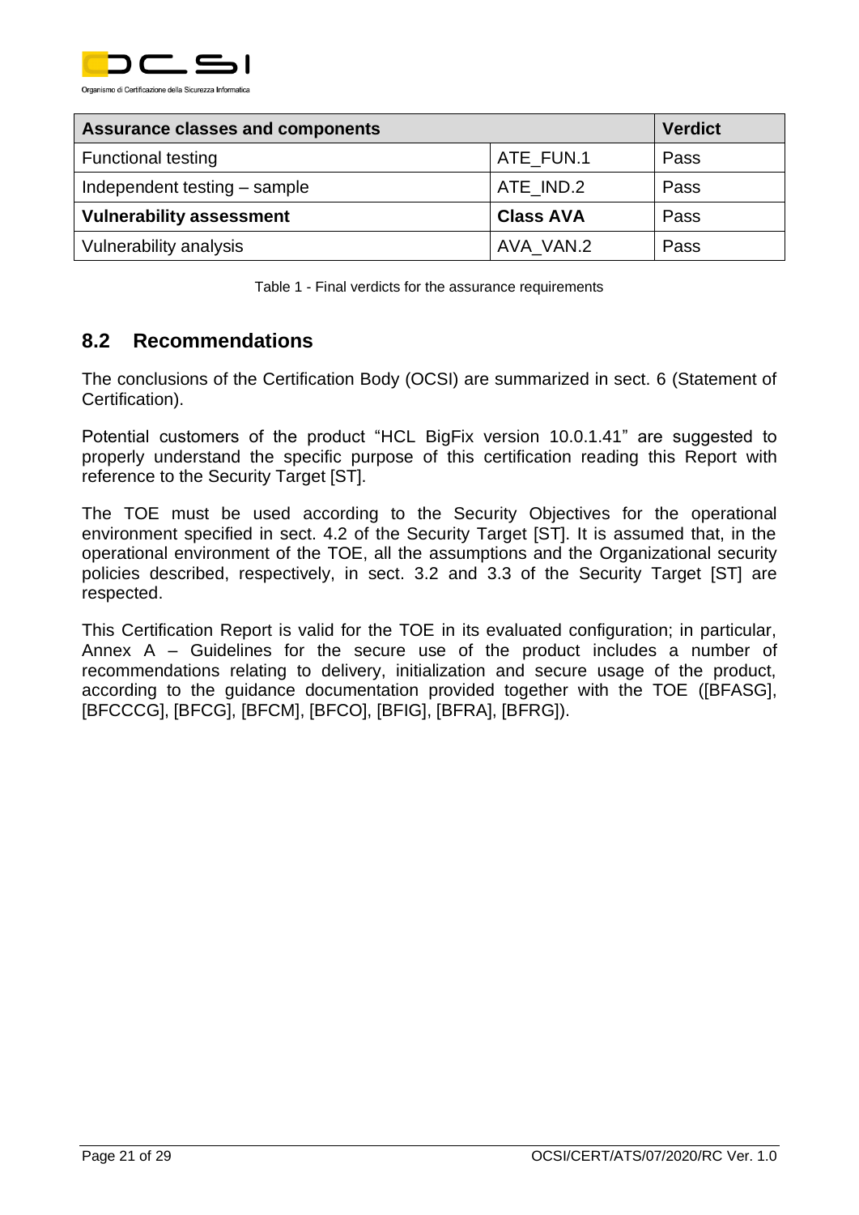| **Assurance classes and components** | | **Verdict** |
| --- | --- | --- |
| Functional testing | ATE_FUN.1 | Pass |
| Independent testing – sample | ATE_IND.2 | Pass |
| **Vulnerability assessment** | **Class AVA** | Pass |
| Vulnerability analysis | AVA_VAN.2 | Pass |

Table 1 - Final verdicts for the assurance requirements

## 8.2 Recommendations

The conclusions of the Certification Body (OCSI) are summarized in sect. 6 (Statement of Certification).

Potential customers of the product "HCL BigFix version 10.0.1.41" are suggested to properly understand the specific purpose of this certification reading this Report with reference to the Security Target [ST].

The TOE must be used according to the Security Objectives for the operational environment specified in sect. 4.2 of the Security Target [ST]. It is assumed that, in the operational environment of the TOE, all the assumptions and the Organizational security policies described, respectively, in sect. 3.2 and 3.3 of the Security Target [ST] are respected.

This Certification Report is valid for the TOE in its evaluated configuration; in particular, Annex A – Guidelines for the secure use of the product includes a number of recommendations relating to delivery, initialization and secure usage of the product, according to the guidance documentation provided together with the TOE ([BFASG], [BFCCCG], [BFCG], [BFCM], [BFCO], [BFIG], [BFRA], [BFRG]).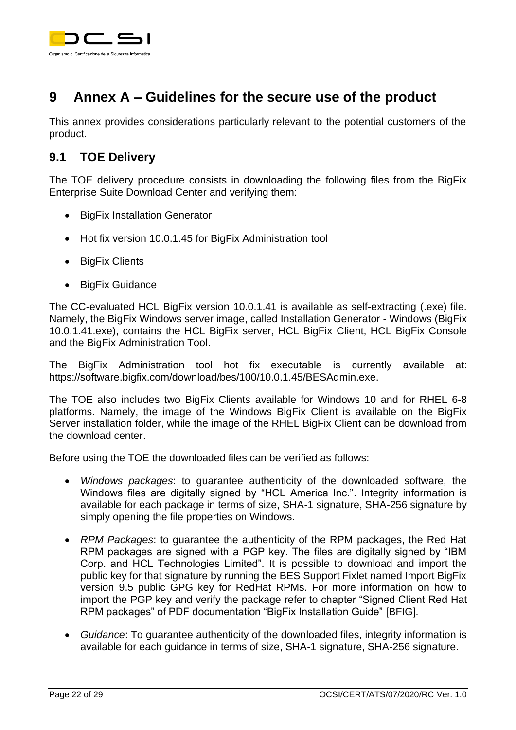# 9 Annex A – Guidelines for the secure use of the product

This annex provides considerations particularly relevant to the potential customers of the product.

## 9.1 TOE Delivery

The TOE delivery procedure consists in downloading the following files from the BigFix Enterprise Suite Download Center and verifying them:

- BigFix Installation Generator
- Hot fix version 10.0.1.45 for BigFix Administration tool
- BigFix Clients
- BigFix Guidance

The CC-evaluated HCL BigFix version 10.0.1.41 is available as self-extracting (.exe) file. Namely, the BigFix Windows server image, called Installation Generator - Windows (BigFix 10.0.1.41.exe), contains the HCL BigFix server, HCL BigFix Client, HCL BigFix Console and the BigFix Administration Tool.

The BigFix Administration tool hot fix executable is currently available at: https://software.bigfix.com/download/bes/100/10.0.1.45/BESAdmin.exe.

The TOE also includes two BigFix Clients available for Windows 10 and for RHEL 6-8 platforms. Namely, the image of the Windows BigFix Client is available on the BigFix Server installation folder, while the image of the RHEL BigFix Client can be download from the download center.

Before using the TOE the downloaded files can be verified as follows:

- *Windows packages*: to guarantee authenticity of the downloaded software, the Windows files are digitally signed by "HCL America Inc.". Integrity information is available for each package in terms of size, SHA-1 signature, SHA-256 signature by simply opening the file properties on Windows.
- *RPM Packages*: to guarantee the authenticity of the RPM packages, the Red Hat RPM packages are signed with a PGP key. The files are digitally signed by "IBM Corp. and HCL Technologies Limited". It is possible to download and import the public key for that signature by running the BES Support Fixlet named Import BigFix version 9.5 public GPG key for RedHat RPMs. For more information on how to import the PGP key and verify the package refer to chapter "Signed Client Red Hat RPM packages" of PDF documentation "BigFix Installation Guide" [BFIG].
- *Guidance*: To guarantee authenticity of the downloaded files, integrity information is available for each guidance in terms of size, SHA-1 signature, SHA-256 signature.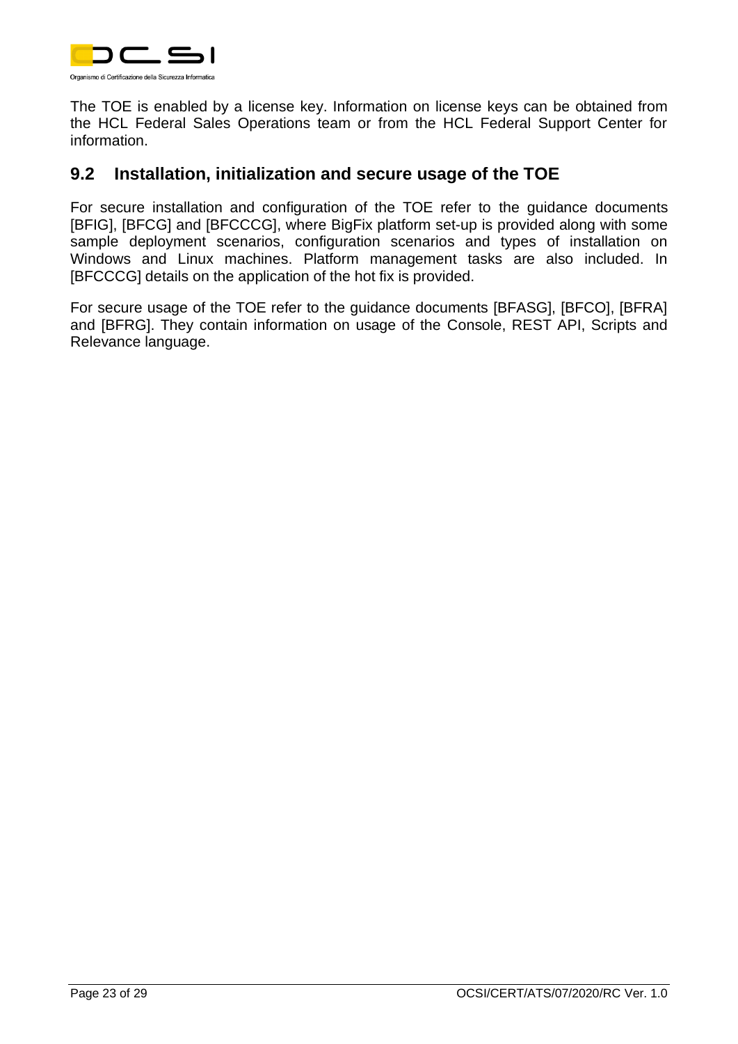The TOE is enabled by a license key. Information on license keys can be obtained from the HCL Federal Sales Operations team or from the HCL Federal Support Center for information.

## 9.2 Installation, initialization and secure usage of the TOE

For secure installation and configuration of the TOE refer to the guidance documents [BFIG], [BFCG] and [BFCCCG], where BigFix platform set-up is provided along with some sample deployment scenarios, configuration scenarios and types of installation on Windows and Linux machines. Platform management tasks are also included. In [BFCCCG] details on the application of the hot fix is provided.

For secure usage of the TOE refer to the guidance documents [BFASG], [BFCO], [BFRA] and [BFRG]. They contain information on usage of the Console, REST API, Scripts and Relevance language.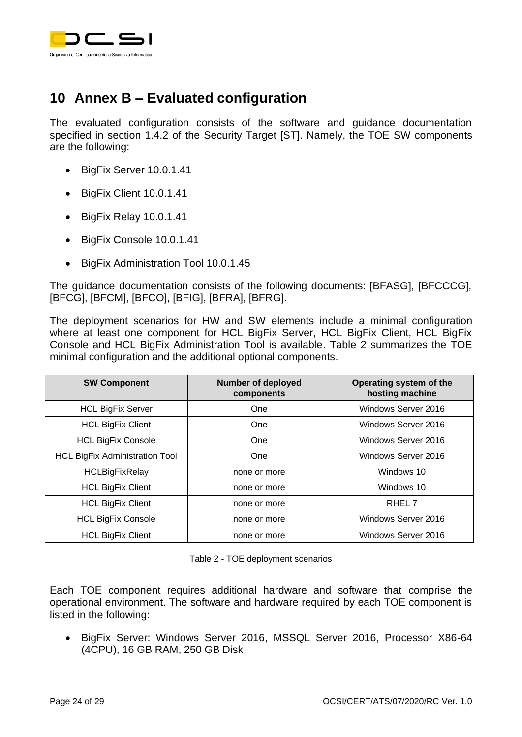# 10 Annex B – Evaluated configuration

The evaluated configuration consists of the software and guidance documentation specified in section 1.4.2 of the Security Target [ST]. Namely, the TOE SW components are the following:

- BigFix Server 10.0.1.41
- BigFix Client 10.0.1.41
- BigFix Relay 10.0.1.41
- BigFix Console 10.0.1.41
- BigFix Administration Tool 10.0.1.45

The guidance documentation consists of the following documents: [BFASG], [BFCCCG], [BFCG], [BFCM], [BFCO], [BFIG], [BFRA], [BFRG].

The deployment scenarios for HW and SW elements include a minimal configuration where at least one component for HCL BigFix Server, HCL BigFix Client, HCL BigFix Console and HCL BigFix Administration Tool is available. Table 2 summarizes the TOE minimal configuration and the additional optional components.

| SW Component | Number of deployed components | Operating system of the hosting machine |
|---|---|---|
| HCL BigFix Server | One | Windows Server 2016 |
| HCL BigFix Client | One | Windows Server 2016 |
| HCL BigFix Console | One | Windows Server 2016 |
| HCL BigFix Administration Tool | One | Windows Server 2016 |
| HCLBigFixRelay | none or more | Windows 10 |
| HCL BigFix Client | none or more | Windows 10 |
| HCL BigFix Client | none or more | RHEL 7 |
| HCL BigFix Console | none or more | Windows Server 2016 |
| HCL BigFix Client | none or more | Windows Server 2016 |

Table 2 - TOE deployment scenarios

Each TOE component requires additional hardware and software that comprise the operational environment. The software and hardware required by each TOE component is listed in the following:

- BigFix Server: Windows Server 2016, MSSQL Server 2016, Processor X86-64 (4CPU), 16 GB RAM, 250 GB Disk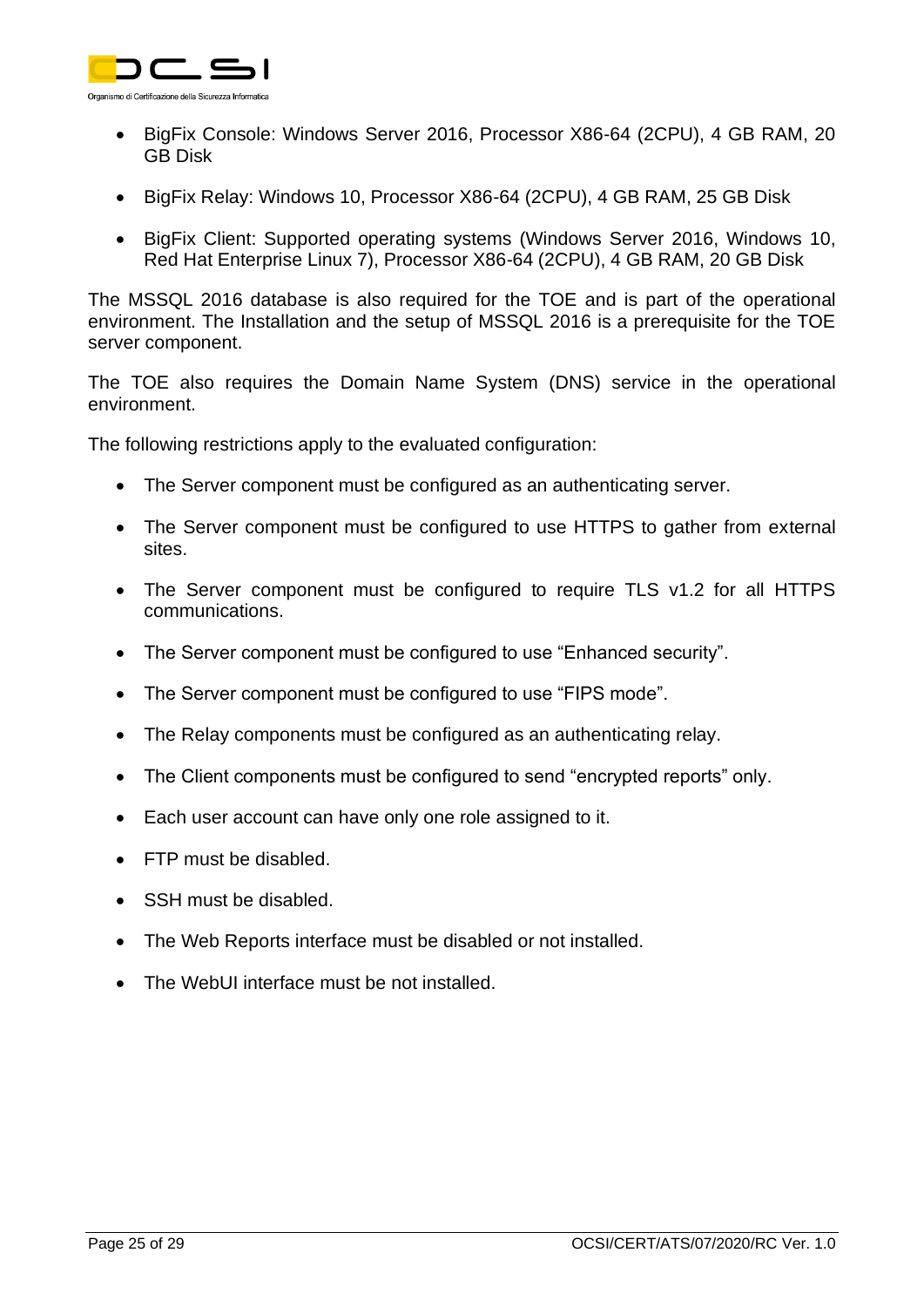- BigFix Console: Windows Server 2016, Processor X86-64 (2CPU), 4 GB RAM, 20 GB Disk
- BigFix Relay: Windows 10, Processor X86-64 (2CPU), 4 GB RAM, 25 GB Disk
- BigFix Client: Supported operating systems (Windows Server 2016, Windows 10, Red Hat Enterprise Linux 7), Processor X86-64 (2CPU), 4 GB RAM, 20 GB Disk

The MSSQL 2016 database is also required for the TOE and is part of the operational environment. The Installation and the setup of MSSQL 2016 is a prerequisite for the TOE server component.

The TOE also requires the Domain Name System (DNS) service in the operational environment.

The following restrictions apply to the evaluated configuration:

- The Server component must be configured as an authenticating server.
- The Server component must be configured to use HTTPS to gather from external sites.
- The Server component must be configured to require TLS v1.2 for all HTTPS communications.
- The Server component must be configured to use "Enhanced security".
- The Server component must be configured to use "FIPS mode".
- The Relay components must be configured as an authenticating relay.
- The Client components must be configured to send "encrypted reports" only.
- Each user account can have only one role assigned to it.
- FTP must be disabled.
- SSH must be disabled.
- The Web Reports interface must be disabled or not installed.
- The WebUI interface must be not installed.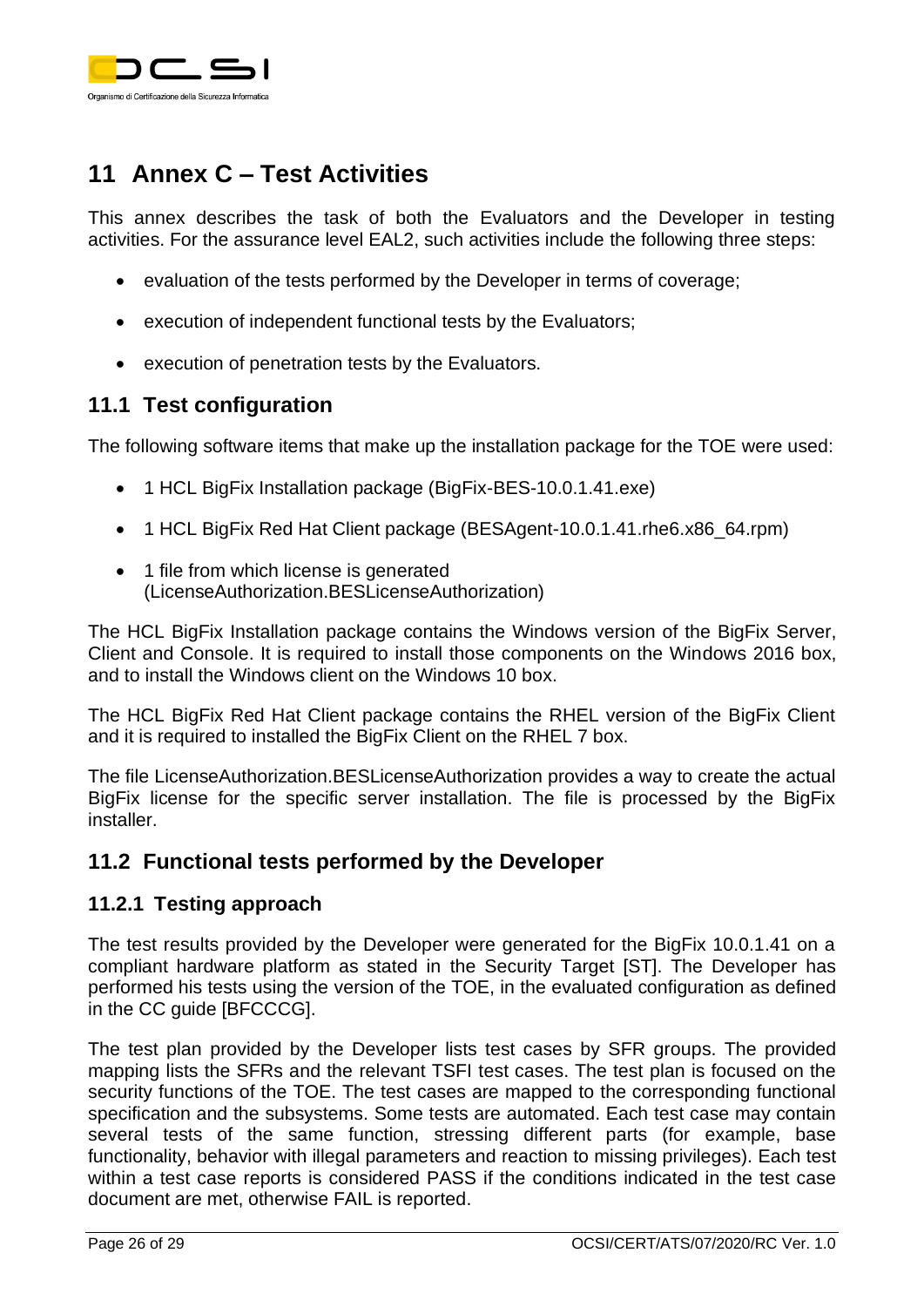# 11 Annex C – Test Activities

This annex describes the task of both the Evaluators and the Developer in testing activities. For the assurance level EAL2, such activities include the following three steps:

- evaluation of the tests performed by the Developer in terms of coverage;
- execution of independent functional tests by the Evaluators;
- execution of penetration tests by the Evaluators.

## 11.1 Test configuration

The following software items that make up the installation package for the TOE were used:

- 1 HCL BigFix Installation package (BigFix-BES-10.0.1.41.exe)
- 1 HCL BigFix Red Hat Client package (BESAgent-10.0.1.41.rhe6.x86_64.rpm)
- 1 file from which license is generated (LicenseAuthorization.BESLicenseAuthorization)

The HCL BigFix Installation package contains the Windows version of the BigFix Server, Client and Console. It is required to install those components on the Windows 2016 box, and to install the Windows client on the Windows 10 box.

The HCL BigFix Red Hat Client package contains the RHEL version of the BigFix Client and it is required to installed the BigFix Client on the RHEL 7 box.

The file LicenseAuthorization.BESLicenseAuthorization provides a way to create the actual BigFix license for the specific server installation. The file is processed by the BigFix installer.

## 11.2 Functional tests performed by the Developer

### 11.2.1 Testing approach

The test results provided by the Developer were generated for the BigFix 10.0.1.41 on a compliant hardware platform as stated in the Security Target [ST]. The Developer has performed his tests using the version of the TOE, in the evaluated configuration as defined in the CC guide [BFCCCG].

The test plan provided by the Developer lists test cases by SFR groups. The provided mapping lists the SFRs and the relevant TSFI test cases. The test plan is focused on the security functions of the TOE. The test cases are mapped to the corresponding functional specification and the subsystems. Some tests are automated. Each test case may contain several tests of the same function, stressing different parts (for example, base functionality, behavior with illegal parameters and reaction to missing privileges). Each test within a test case reports is considered PASS if the conditions indicated in the test case document are met, otherwise FAIL is reported.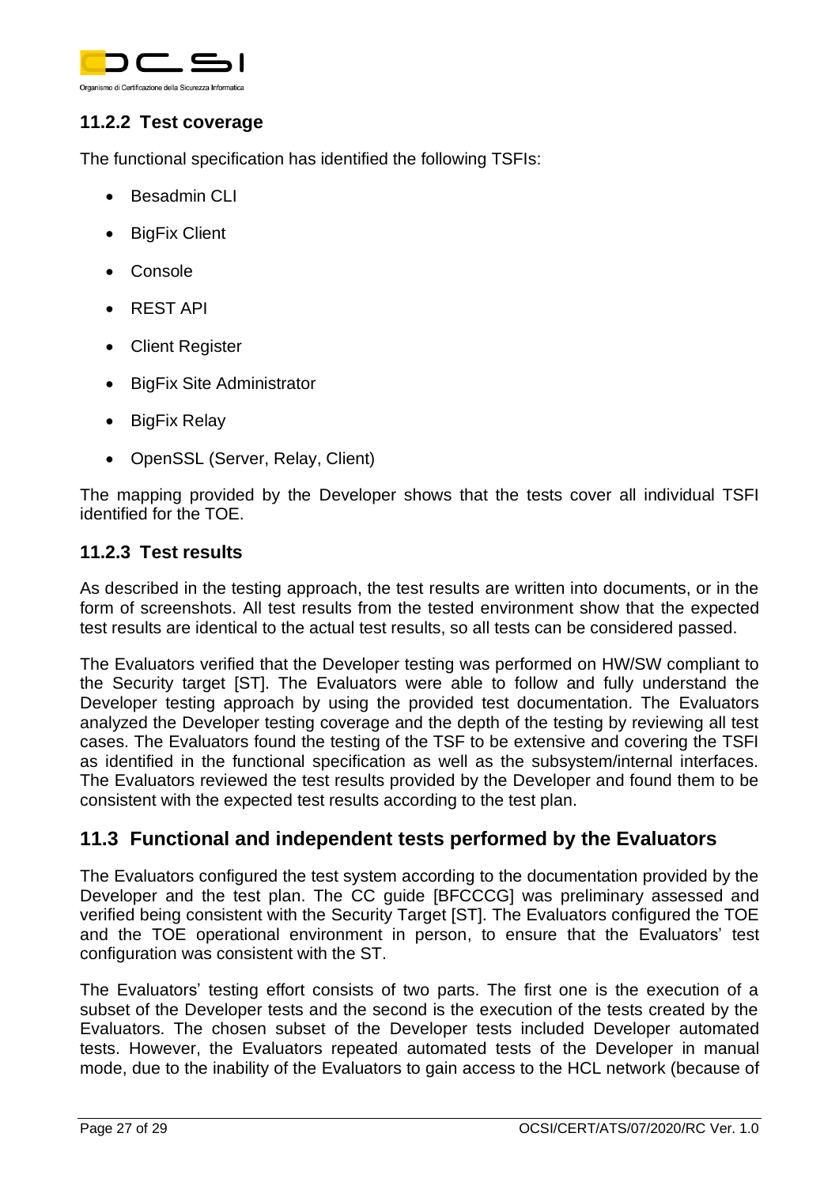### 11.2.2 Test coverage

The functional specification has identified the following TSFIs:

- Besadmin CLI
- BigFix Client
- Console
- REST API
- Client Register
- BigFix Site Administrator
- BigFix Relay
- OpenSSL (Server, Relay, Client)

The mapping provided by the Developer shows that the tests cover all individual TSFI identified for the TOE.

### 11.2.3 Test results

As described in the testing approach, the test results are written into documents, or in the form of screenshots. All test results from the tested environment show that the expected test results are identical to the actual test results, so all tests can be considered passed.

The Evaluators verified that the Developer testing was performed on HW/SW compliant to the Security target [ST]. The Evaluators were able to follow and fully understand the Developer testing approach by using the provided test documentation. The Evaluators analyzed the Developer testing coverage and the depth of the testing by reviewing all test cases. The Evaluators found the testing of the TSF to be extensive and covering the TSFI as identified in the functional specification as well as the subsystem/internal interfaces. The Evaluators reviewed the test results provided by the Developer and found them to be consistent with the expected test results according to the test plan.

## 11.3 Functional and independent tests performed by the Evaluators

The Evaluators configured the test system according to the documentation provided by the Developer and the test plan. The CC guide [BFCCCG] was preliminary assessed and verified being consistent with the Security Target [ST]. The Evaluators configured the TOE and the TOE operational environment in person, to ensure that the Evaluators' test configuration was consistent with the ST.

The Evaluators' testing effort consists of two parts. The first one is the execution of a subset of the Developer tests and the second is the execution of the tests created by the Evaluators. The chosen subset of the Developer tests included Developer automated tests. However, the Evaluators repeated automated tests of the Developer in manual mode, due to the inability of the Evaluators to gain access to the HCL network (because of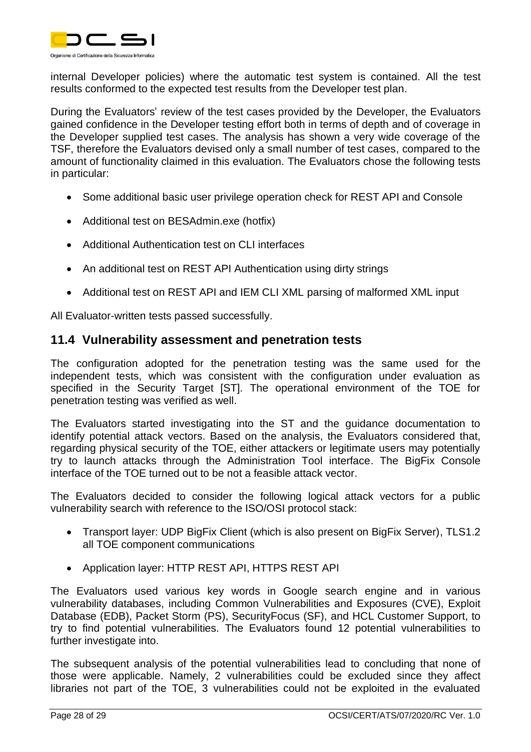internal Developer policies) where the automatic test system is contained. All the test results conformed to the expected test results from the Developer test plan.

During the Evaluators' review of the test cases provided by the Developer, the Evaluators gained confidence in the Developer testing effort both in terms of depth and of coverage in the Developer supplied test cases. The analysis has shown a very wide coverage of the TSF, therefore the Evaluators devised only a small number of test cases, compared to the amount of functionality claimed in this evaluation. The Evaluators chose the following tests in particular:

- Some additional basic user privilege operation check for REST API and Console
- Additional test on BESAdmin.exe (hotfix)
- Additional Authentication test on CLI interfaces
- An additional test on REST API Authentication using dirty strings
- Additional test on REST API and IEM CLI XML parsing of malformed XML input

All Evaluator-written tests passed successfully.

## 11.4 Vulnerability assessment and penetration tests

The configuration adopted for the penetration testing was the same used for the independent tests, which was consistent with the configuration under evaluation as specified in the Security Target [ST]. The operational environment of the TOE for penetration testing was verified as well.

The Evaluators started investigating into the ST and the guidance documentation to identify potential attack vectors. Based on the analysis, the Evaluators considered that, regarding physical security of the TOE, either attackers or legitimate users may potentially try to launch attacks through the Administration Tool interface. The BigFix Console interface of the TOE turned out to be not a feasible attack vector.

The Evaluators decided to consider the following logical attack vectors for a public vulnerability search with reference to the ISO/OSI protocol stack:

- Transport layer: UDP BigFix Client (which is also present on BigFix Server), TLS1.2 all TOE component communications
- Application layer: HTTP REST API, HTTPS REST API

The Evaluators used various key words in Google search engine and in various vulnerability databases, including Common Vulnerabilities and Exposures (CVE), Exploit Database (EDB), Packet Storm (PS), SecurityFocus (SF), and HCL Customer Support, to try to find potential vulnerabilities. The Evaluators found 12 potential vulnerabilities to further investigate into.

The subsequent analysis of the potential vulnerabilities lead to concluding that none of those were applicable. Namely, 2 vulnerabilities could be excluded since they affect libraries not part of the TOE, 3 vulnerabilities could not be exploited in the evaluated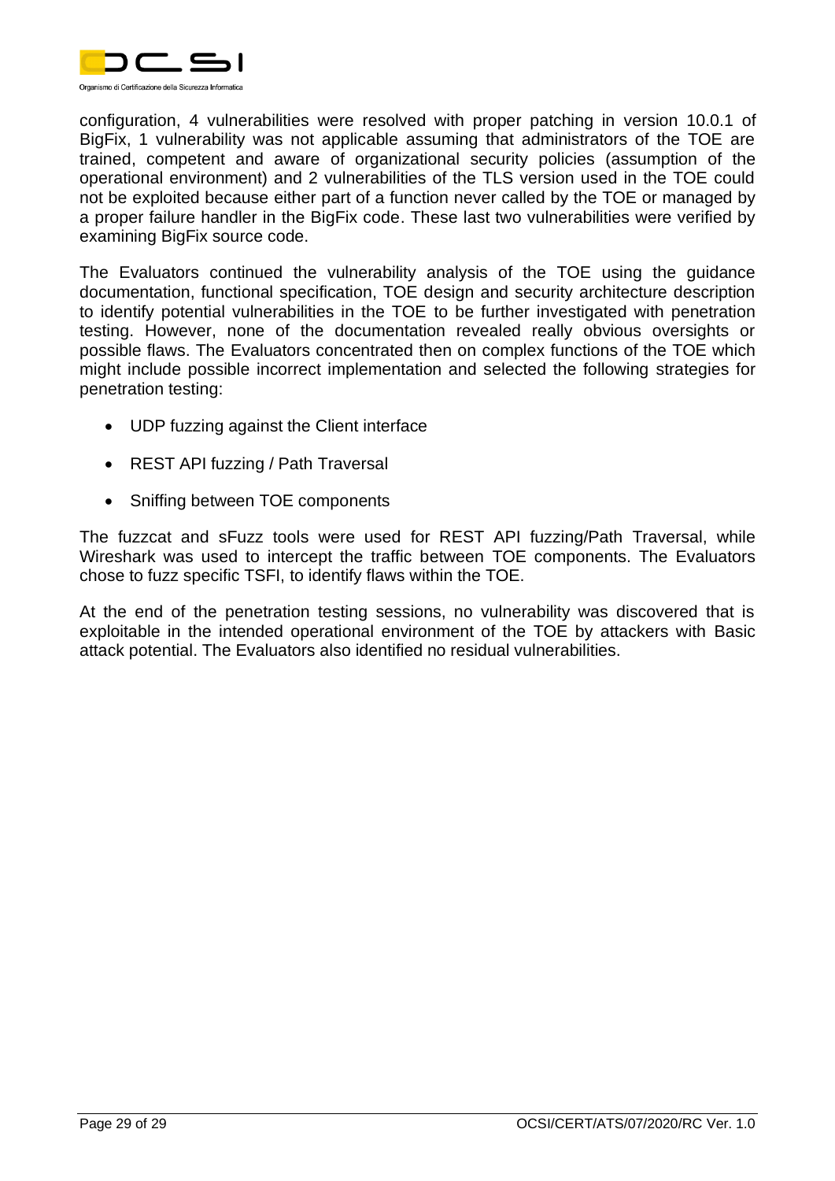configuration, 4 vulnerabilities were resolved with proper patching in version 10.0.1 of BigFix, 1 vulnerability was not applicable assuming that administrators of the TOE are trained, competent and aware of organizational security policies (assumption of the operational environment) and 2 vulnerabilities of the TLS version used in the TOE could not be exploited because either part of a function never called by the TOE or managed by a proper failure handler in the BigFix code. These last two vulnerabilities were verified by examining BigFix source code.

The Evaluators continued the vulnerability analysis of the TOE using the guidance documentation, functional specification, TOE design and security architecture description to identify potential vulnerabilities in the TOE to be further investigated with penetration testing. However, none of the documentation revealed really obvious oversights or possible flaws. The Evaluators concentrated then on complex functions of the TOE which might include possible incorrect implementation and selected the following strategies for penetration testing:

- UDP fuzzing against the Client interface
- REST API fuzzing / Path Traversal
- Sniffing between TOE components

The fuzzcat and sFuzz tools were used for REST API fuzzing/Path Traversal, while Wireshark was used to intercept the traffic between TOE components. The Evaluators chose to fuzz specific TSFI, to identify flaws within the TOE.

At the end of the penetration testing sessions, no vulnerability was discovered that is exploitable in the intended operational environment of the TOE by attackers with Basic attack potential. The Evaluators also identified no residual vulnerabilities.